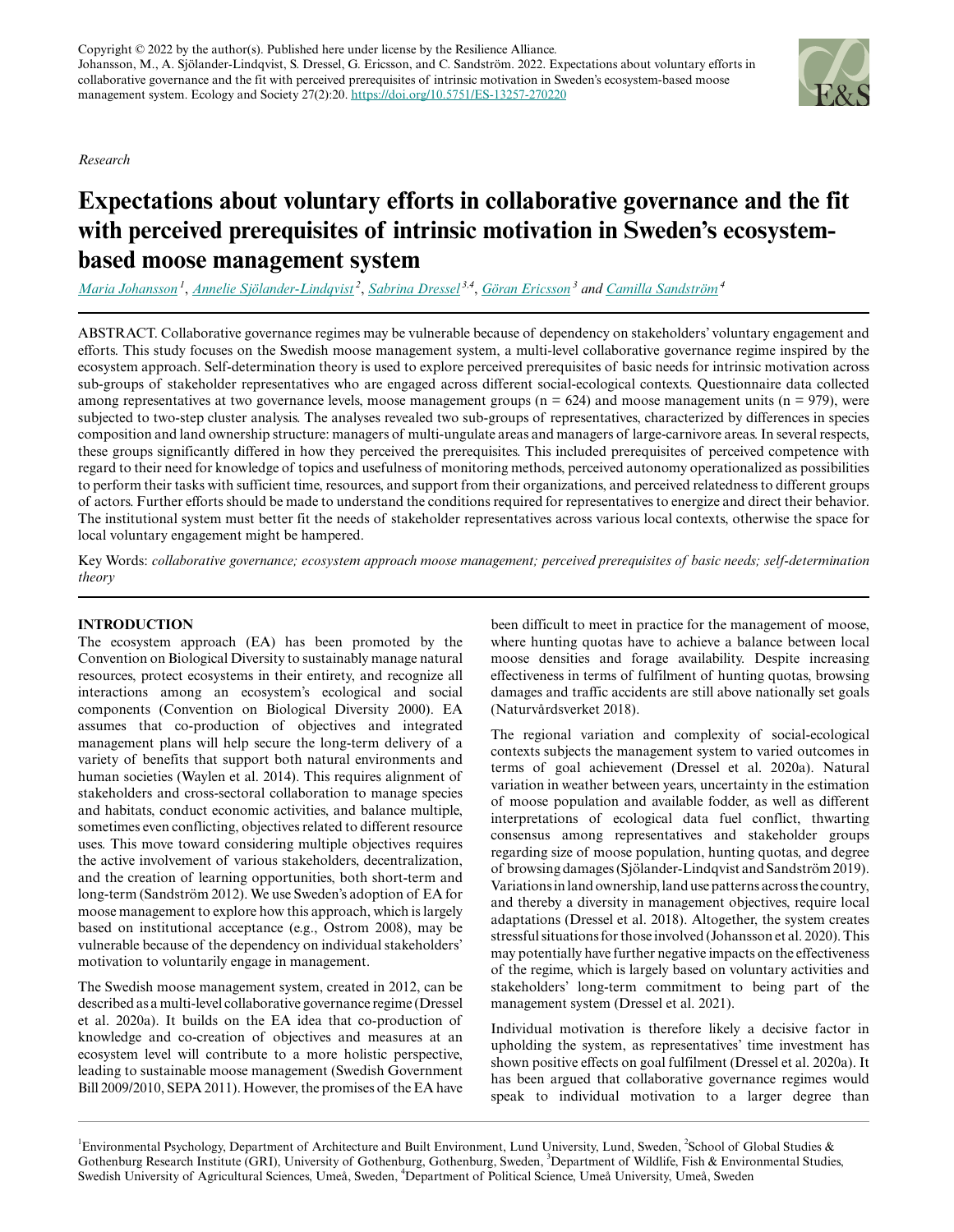Copyright © 2022 by the author(s). Published here under license by the Resilience Alliance.
Johansson, M., A. Sjölander-Lindqvist, S. Dressel, G. Ericsson, and C. Sandström. 2022. Expectations about voluntary efforts in collaborative governance and the fit with perceived prerequisites of intrinsic motivation in Sweden's ecosystem-based moose management system. Ecology and Society 27(2):20. https://doi.org/10.5751/ES-13257-270220

*Research*

# Expectations about voluntary efforts in collaborative governance and the fit with perceived prerequisites of intrinsic motivation in Sweden's ecosystem-based moose management system

Maria Johansson [1], Annelie Sjölander-Lindqvist [2], Sabrina Dressel [3,4], Göran Ericsson [3] and Camilla Sandström [4]

ABSTRACT. Collaborative governance regimes may be vulnerable because of dependency on stakeholders' voluntary engagement and efforts. This study focuses on the Swedish moose management system, a multi-level collaborative governance regime inspired by the ecosystem approach. Self-determination theory is used to explore perceived prerequisites of basic needs for intrinsic motivation across sub-groups of stakeholder representatives who are engaged across different social-ecological contexts. Questionnaire data collected among representatives at two governance levels, moose management groups (n = 624) and moose management units (n = 979), were subjected to two-step cluster analysis. The analyses revealed two sub-groups of representatives, characterized by differences in species composition and land ownership structure: managers of multi-ungulate areas and managers of large-carnivore areas. In several respects, these groups significantly differed in how they perceived the prerequisites. This included prerequisites of perceived competence with regard to their need for knowledge of topics and usefulness of monitoring methods, perceived autonomy operationalized as possibilities to perform their tasks with sufficient time, resources, and support from their organizations, and perceived relatedness to different groups of actors. Further efforts should be made to understand the conditions required for representatives to energize and direct their behavior. The institutional system must better fit the needs of stakeholder representatives across various local contexts, otherwise the space for local voluntary engagement might be hampered.

Key Words: *collaborative governance; ecosystem approach moose management; perceived prerequisites of basic needs; self-determination theory*

## INTRODUCTION

The ecosystem approach (EA) has been promoted by the Convention on Biological Diversity to sustainably manage natural resources, protect ecosystems in their entirety, and recognize all interactions among an ecosystem's ecological and social components (Convention on Biological Diversity 2000). EA assumes that co-production of objectives and integrated management plans will help secure the long-term delivery of a variety of benefits that support both natural environments and human societies (Waylen et al. 2014). This requires alignment of stakeholders and cross-sectoral collaboration to manage species and habitats, conduct economic activities, and balance multiple, sometimes even conflicting, objectives related to different resource uses. This move toward considering multiple objectives requires the active involvement of various stakeholders, decentralization, and the creation of learning opportunities, both short-term and long-term (Sandström 2012). We use Sweden's adoption of EA for moose management to explore how this approach, which is largely based on institutional acceptance (e.g., Ostrom 2008), may be vulnerable because of the dependency on individual stakeholders' motivation to voluntarily engage in management.

The Swedish moose management system, created in 2012, can be described as a multi-level collaborative governance regime (Dressel et al. 2020a). It builds on the EA idea that co-production of knowledge and co-creation of objectives and measures at an ecosystem level will contribute to a more holistic perspective, leading to sustainable moose management (Swedish Government Bill 2009/2010, SEPA 2011). However, the promises of the EA have been difficult to meet in practice for the management of moose, where hunting quotas have to achieve a balance between local moose densities and forage availability. Despite increasing effectiveness in terms of fulfilment of hunting quotas, browsing damages and traffic accidents are still above nationally set goals (Naturvårdsverket 2018).

The regional variation and complexity of social-ecological contexts subjects the management system to varied outcomes in terms of goal achievement (Dressel et al. 2020a). Natural variation in weather between years, uncertainty in the estimation of moose population and available fodder, as well as different interpretations of ecological data fuel conflict, thwarting consensus among representatives and stakeholder groups regarding size of moose population, hunting quotas, and degree of browsing damages (Sjölander-Lindqvist and Sandström 2019). Variations in land ownership, land use patterns across the country, and thereby a diversity in management objectives, require local adaptations (Dressel et al. 2018). Altogether, the system creates stressful situations for those involved (Johansson et al. 2020). This may potentially have further negative impacts on the effectiveness of the regime, which is largely based on voluntary activities and stakeholders' long-term commitment to being part of the management system (Dressel et al. 2021).

Individual motivation is therefore likely a decisive factor in upholding the system, as representatives' time investment has shown positive effects on goal fulfilment (Dressel et al. 2020a). It has been argued that collaborative governance regimes would speak to individual motivation to a larger degree than

[1]Environmental Psychology, Department of Architecture and Built Environment, Lund University, Lund, Sweden, [2]School of Global Studies & Gothenburg Research Institute (GRI), University of Gothenburg, Gothenburg, Sweden, [3]Department of Wildlife, Fish & Environmental Studies, Swedish University of Agricultural Sciences, Umeå, Sweden, [4]Department of Political Science, Umeå University, Umeå, Sweden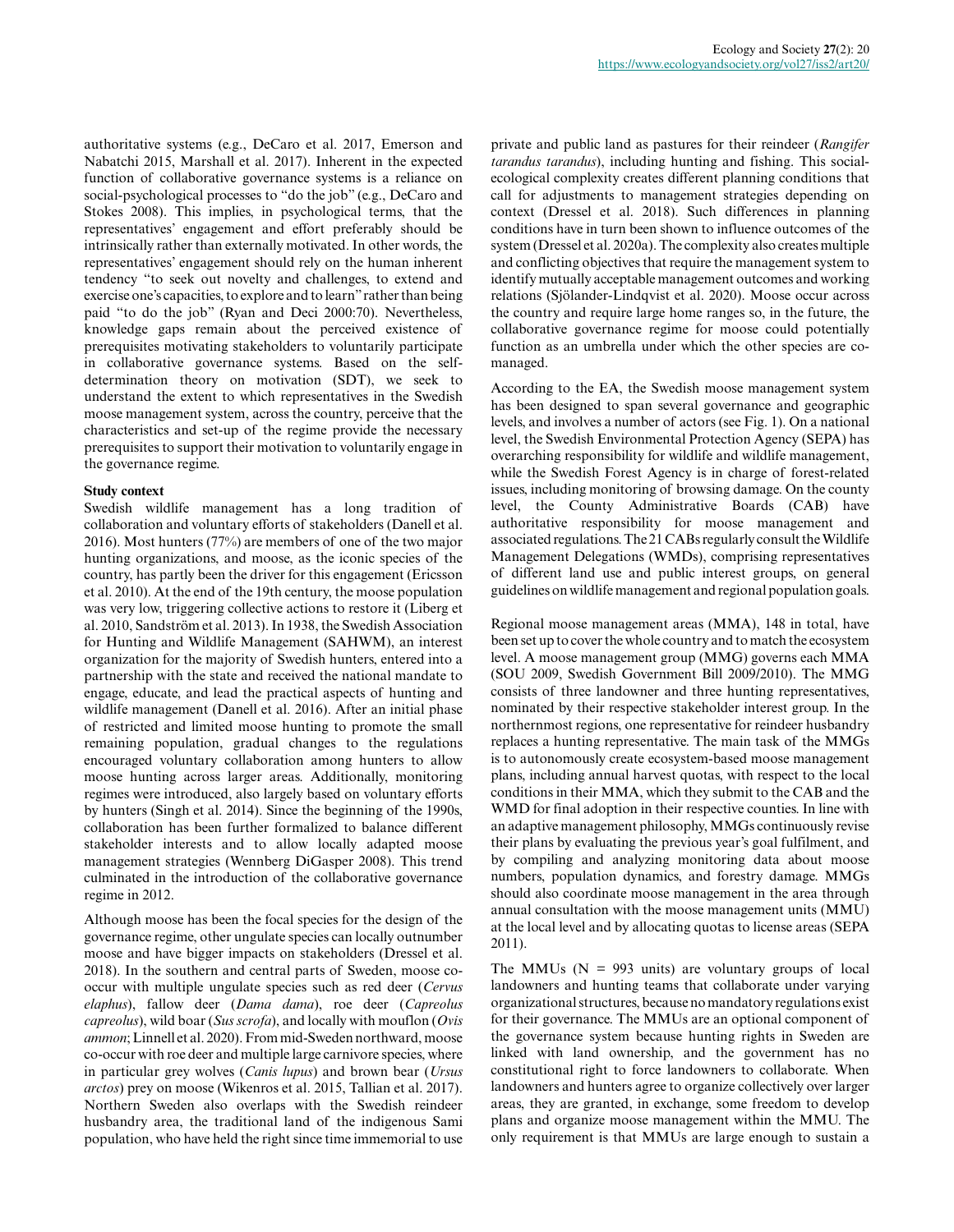authoritative systems (e.g., DeCaro et al. 2017, Emerson and Nabatchi 2015, Marshall et al. 2017). Inherent in the expected function of collaborative governance systems is a reliance on social-psychological processes to "do the job" (e.g., DeCaro and Stokes 2008). This implies, in psychological terms, that the representatives' engagement and effort preferably should be intrinsically rather than externally motivated. In other words, the representatives' engagement should rely on the human inherent tendency "to seek out novelty and challenges, to extend and exercise one's capacities, to explore and to learn" rather than being paid "to do the job" (Ryan and Deci 2000:70). Nevertheless, knowledge gaps remain about the perceived existence of prerequisites motivating stakeholders to voluntarily participate in collaborative governance systems. Based on the self-determination theory on motivation (SDT), we seek to understand the extent to which representatives in the Swedish moose management system, across the country, perceive that the characteristics and set-up of the regime provide the necessary prerequisites to support their motivation to voluntarily engage in the governance regime.

## Study context

Swedish wildlife management has a long tradition of collaboration and voluntary efforts of stakeholders (Danell et al. 2016). Most hunters (77%) are members of one of the two major hunting organizations, and moose, as the iconic species of the country, has partly been the driver for this engagement (Ericsson et al. 2010). At the end of the 19th century, the moose population was very low, triggering collective actions to restore it (Liberg et al. 2010, Sandström et al. 2013). In 1938, the Swedish Association for Hunting and Wildlife Management (SAHWM), an interest organization for the majority of Swedish hunters, entered into a partnership with the state and received the national mandate to engage, educate, and lead the practical aspects of hunting and wildlife management (Danell et al. 2016). After an initial phase of restricted and limited moose hunting to promote the small remaining population, gradual changes to the regulations encouraged voluntary collaboration among hunters to allow moose hunting across larger areas. Additionally, monitoring regimes were introduced, also largely based on voluntary efforts by hunters (Singh et al. 2014). Since the beginning of the 1990s, collaboration has been further formalized to balance different stakeholder interests and to allow locally adapted moose management strategies (Wennberg DiGasper 2008). This trend culminated in the introduction of the collaborative governance regime in 2012.

Although moose has been the focal species for the design of the governance regime, other ungulate species can locally outnumber moose and have bigger impacts on stakeholders (Dressel et al. 2018). In the southern and central parts of Sweden, moose co-occur with multiple ungulate species such as red deer (*Cervus elaphus*), fallow deer (*Dama dama*), roe deer (*Capreolus capreolus*), wild boar (*Sus scrofa*), and locally with mouflon (*Ovis ammon*; Linnell et al. 2020). From mid-Sweden northward, moose co-occur with roe deer and multiple large carnivore species, where in particular grey wolves (*Canis lupus*) and brown bear (*Ursus arctos*) prey on moose (Wikenros et al. 2015, Tallian et al. 2017). Northern Sweden also overlaps with the Swedish reindeer husbandry area, the traditional land of the indigenous Sami population, who have held the right since time immemorial to use private and public land as pastures for their reindeer (*Rangifer tarandus tarandus*), including hunting and fishing. This social-ecological complexity creates different planning conditions that call for adjustments to management strategies depending on context (Dressel et al. 2018). Such differences in planning conditions have in turn been shown to influence outcomes of the system (Dressel et al. 2020a). The complexity also creates multiple and conflicting objectives that require the management system to identify mutually acceptable management outcomes and working relations (Sjölander-Lindqvist et al. 2020). Moose occur across the country and require large home ranges so, in the future, the collaborative governance regime for moose could potentially function as an umbrella under which the other species are co-managed.

According to the EA, the Swedish moose management system has been designed to span several governance and geographic levels, and involves a number of actors (see Fig. 1). On a national level, the Swedish Environmental Protection Agency (SEPA) has overarching responsibility for wildlife and wildlife management, while the Swedish Forest Agency is in charge of forest-related issues, including monitoring of browsing damage. On the county level, the County Administrative Boards (CAB) have authoritative responsibility for moose management and associated regulations. The 21 CABs regularly consult the Wildlife Management Delegations (WMDs), comprising representatives of different land use and public interest groups, on general guidelines on wildlife management and regional population goals.

Regional moose management areas (MMA), 148 in total, have been set up to cover the whole country and to match the ecosystem level. A moose management group (MMG) governs each MMA (SOU 2009, Swedish Government Bill 2009/2010). The MMG consists of three landowner and three hunting representatives, nominated by their respective stakeholder interest group. In the northernmost regions, one representative for reindeer husbandry replaces a hunting representative. The main task of the MMGs is to autonomously create ecosystem-based moose management plans, including annual harvest quotas, with respect to the local conditions in their MMA, which they submit to the CAB and the WMD for final adoption in their respective counties. In line with an adaptive management philosophy, MMGs continuously revise their plans by evaluating the previous year's goal fulfilment, and by compiling and analyzing monitoring data about moose numbers, population dynamics, and forestry damage. MMGs should also coordinate moose management in the area through annual consultation with the moose management units (MMU) at the local level and by allocating quotas to license areas (SEPA 2011).

The MMUs (N = 993 units) are voluntary groups of local landowners and hunting teams that collaborate under varying organizational structures, because no mandatory regulations exist for their governance. The MMUs are an optional component of the governance system because hunting rights in Sweden are linked with land ownership, and the government has no constitutional right to force landowners to collaborate. When landowners and hunters agree to organize collectively over larger areas, they are granted, in exchange, some freedom to develop plans and organize moose management within the MMU. The only requirement is that MMUs are large enough to sustain a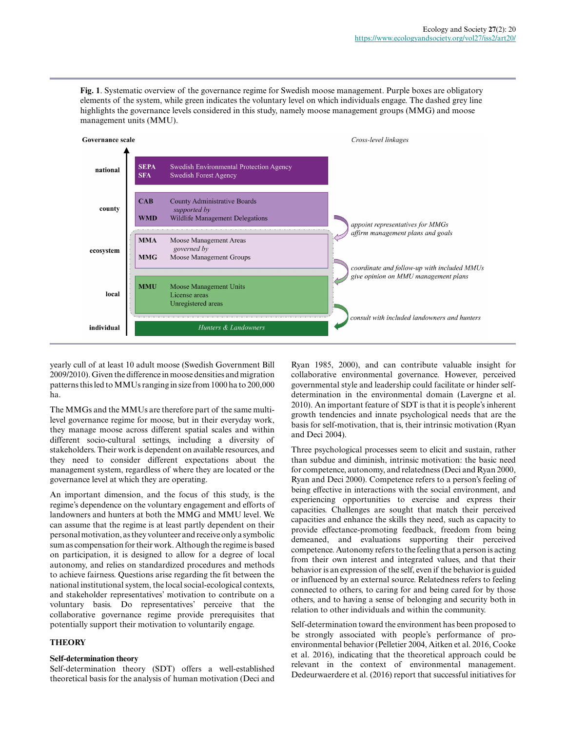**Fig. 1**. Systematic overview of the governance regime for Swedish moose management. Purple boxes are obligatory elements of the system, while green indicates the voluntary level on which individuals engage. The dashed grey line highlights the governance levels considered in this study, namely moose management groups (MMG) and moose management units (MMU).

| Governance scale | | | Cross-level linkages |
|---|---|---|---|
| national | SEPA<br>SFA | Swedish Environmental Protection Agency<br>Swedish Forest Agency | |
| county | CAB<br><br>WMD | County Administrative Boards<br>*supported by*<br>Wildlife Management Delegations | *appoint representatives for MMGs*<br>*affirm management plans and goals* |
| ecosystem | MMA<br><br>MMG | Moose Management Areas<br>*governed by*<br>Moose Management Groups | *coordinate and follow-up with included MMUs*<br>*give opinion on MMU management plans* |
| local | MMU | Moose Management Units<br>License areas<br>Unregistered areas | *consult with included landowners and hunters* |
| individual | | *Hunters & Landowners* | |

yearly cull of at least 10 adult moose (Swedish Government Bill 2009/2010). Given the difference in moose densities and migration patterns this led to MMUs ranging in size from 1000 ha to 200,000 ha.

The MMGs and the MMUs are therefore part of the same multi-level governance regime for moose, but in their everyday work, they manage moose across different spatial scales and within different socio-cultural settings, including a diversity of stakeholders. Their work is dependent on available resources, and they need to consider different expectations about the management system, regardless of where they are located or the governance level at which they are operating.

An important dimension, and the focus of this study, is the regime's dependence on the voluntary engagement and efforts of landowners and hunters at both the MMG and MMU level. We can assume that the regime is at least partly dependent on their personal motivation, as they volunteer and receive only a symbolic sum as compensation for their work. Although the regime is based on participation, it is designed to allow for a degree of local autonomy, and relies on standardized procedures and methods to achieve fairness. Questions arise regarding the fit between the national institutional system, the local social-ecological contexts, and stakeholder representatives' motivation to contribute on a voluntary basis. Do representatives' perceive that the collaborative governance regime provide prerequisites that potentially support their motivation to voluntarily engage.

## THEORY

### Self-determination theory

Self-determination theory (SDT) offers a well-established theoretical basis for the analysis of human motivation (Deci and Ryan 1985, 2000), and can contribute valuable insight for collaborative environmental governance. However, perceived governmental style and leadership could facilitate or hinder self-determination in the environmental domain (Lavergne et al. 2010). An important feature of SDT is that it is people's inherent growth tendencies and innate psychological needs that are the basis for self-motivation, that is, their intrinsic motivation (Ryan and Deci 2004).

Three psychological processes seem to elicit and sustain, rather than subdue and diminish, intrinsic motivation: the basic need for competence, autonomy, and relatedness (Deci and Ryan 2000, Ryan and Deci 2000). Competence refers to a person's feeling of being effective in interactions with the social environment, and experiencing opportunities to exercise and express their capacities. Challenges are sought that match their perceived capacities and enhance the skills they need, such as capacity to provide effectance-promoting feedback, freedom from being demeaned, and evaluations supporting their perceived competence. Autonomy refers to the feeling that a person is acting from their own interest and integrated values, and that their behavior is an expression of the self, even if the behavior is guided or influenced by an external source. Relatedness refers to feeling connected to others, to caring for and being cared for by those others, and to having a sense of belonging and security both in relation to other individuals and within the community.

Self-determination toward the environment has been proposed to be strongly associated with people's performance of pro-environmental behavior (Pelletier 2004, Aitken et al. 2016, Cooke et al. 2016), indicating that the theoretical approach could be relevant in the context of environmental management. Dedeurwaerdere et al. (2016) report that successful initiatives for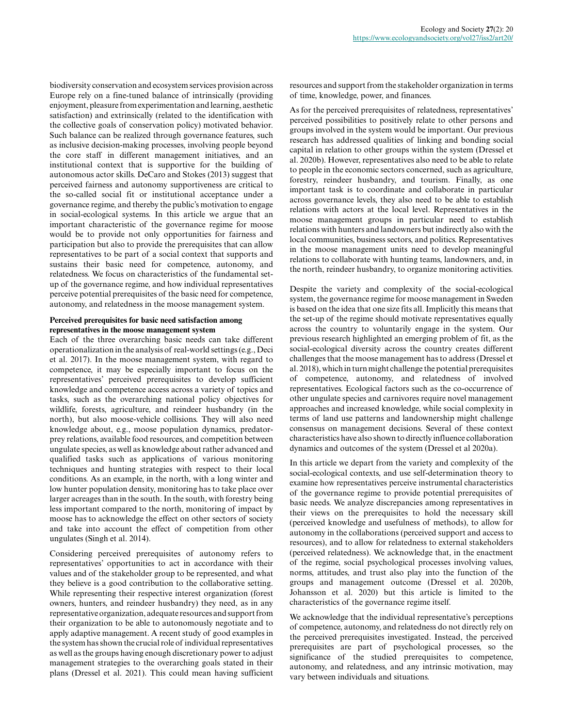biodiversity conservation and ecosystem services provision across Europe rely on a fine-tuned balance of intrinsically (providing enjoyment, pleasure from experimentation and learning, aesthetic satisfaction) and extrinsically (related to the identification with the collective goals of conservation policy) motivated behavior. Such balance can be realized through governance features, such as inclusive decision-making processes, involving people beyond the core staff in different management initiatives, and an institutional context that is supportive for the building of autonomous actor skills. DeCaro and Stokes (2013) suggest that perceived fairness and autonomy supportiveness are critical to the so-called social fit or institutional acceptance under a governance regime, and thereby the public's motivation to engage in social-ecological systems. In this article we argue that an important characteristic of the governance regime for moose would be to provide not only opportunities for fairness and participation but also to provide the prerequisites that can allow representatives to be part of a social context that supports and sustains their basic need for competence, autonomy, and relatedness. We focus on characteristics of the fundamental set-up of the governance regime, and how individual representatives perceive potential prerequisites of the basic need for competence, autonomy, and relatedness in the moose management system.

### Perceived prerequisites for basic need satisfaction among representatives in the moose management system

Each of the three overarching basic needs can take different operationalization in the analysis of real-world settings (e.g., Deci et al. 2017). In the moose management system, with regard to competence, it may be especially important to focus on the representatives' perceived prerequisites to develop sufficient knowledge and competence access across a variety of topics and tasks, such as the overarching national policy objectives for wildlife, forests, agriculture, and reindeer husbandry (in the north), but also moose-vehicle collisions. They will also need knowledge about, e.g., moose population dynamics, predator-prey relations, available food resources, and competition between ungulate species, as well as knowledge about rather advanced and qualified tasks such as applications of various monitoring techniques and hunting strategies with respect to their local conditions. As an example, in the north, with a long winter and low hunter population density, monitoring has to take place over larger acreages than in the south. In the south, with forestry being less important compared to the north, monitoring of impact by moose has to acknowledge the effect on other sectors of society and take into account the effect of competition from other ungulates (Singh et al. 2014).

Considering perceived prerequisites of autonomy refers to representatives' opportunities to act in accordance with their values and of the stakeholder group to be represented, and what they believe is a good contribution to the collaborative setting. While representing their respective interest organization (forest owners, hunters, and reindeer husbandry) they need, as in any representative organization, adequate resources and support from their organization to be able to autonomously negotiate and to apply adaptive management. A recent study of good examples in the system has shown the crucial role of individual representatives as well as the groups having enough discretionary power to adjust management strategies to the overarching goals stated in their plans (Dressel et al. 2021). This could mean having sufficient resources and support from the stakeholder organization in terms of time, knowledge, power, and finances.

As for the perceived prerequisites of relatedness, representatives' perceived possibilities to positively relate to other persons and groups involved in the system would be important. Our previous research has addressed qualities of linking and bonding social capital in relation to other groups within the system (Dressel et al. 2020b). However, representatives also need to be able to relate to people in the economic sectors concerned, such as agriculture, forestry, reindeer husbandry, and tourism. Finally, as one important task is to coordinate and collaborate in particular across governance levels, they also need to be able to establish relations with actors at the local level. Representatives in the moose management groups in particular need to establish relations with hunters and landowners but indirectly also with the local communities, business sectors, and politics. Representatives in the moose management units need to develop meaningful relations to collaborate with hunting teams, landowners, and, in the north, reindeer husbandry, to organize monitoring activities.

Despite the variety and complexity of the social-ecological system, the governance regime for moose management in Sweden is based on the idea that one size fits all. Implicitly this means that the set-up of the regime should motivate representatives equally across the country to voluntarily engage in the system. Our previous research highlighted an emerging problem of fit, as the social-ecological diversity across the country creates different challenges that the moose management has to address (Dressel et al. 2018), which in turn might challenge the potential prerequisites of competence, autonomy, and relatedness of involved representatives. Ecological factors such as the co-occurrence of other ungulate species and carnivores require novel management approaches and increased knowledge, while social complexity in terms of land use patterns and landownership might challenge consensus on management decisions. Several of these context characteristics have also shown to directly influence collaboration dynamics and outcomes of the system (Dressel et al 2020a).

In this article we depart from the variety and complexity of the social-ecological contexts, and use self-determination theory to examine how representatives perceive instrumental characteristics of the governance regime to provide potential prerequisites of basic needs. We analyze discrepancies among representatives in their views on the prerequisites to hold the necessary skill (perceived knowledge and usefulness of methods), to allow for autonomy in the collaborations (perceived support and access to resources), and to allow for relatedness to external stakeholders (perceived relatedness). We acknowledge that, in the enactment of the regime, social psychological processes involving values, norms, attitudes, and trust also play into the function of the groups and management outcome (Dressel et al. 2020b, Johansson et al. 2020) but this article is limited to the characteristics of the governance regime itself.

We acknowledge that the individual representative's perceptions of competence, autonomy, and relatedness do not directly rely on the perceived prerequisites investigated. Instead, the perceived prerequisites are part of psychological processes, so the significance of the studied prerequisites to competence, autonomy, and relatedness, and any intrinsic motivation, may vary between individuals and situations.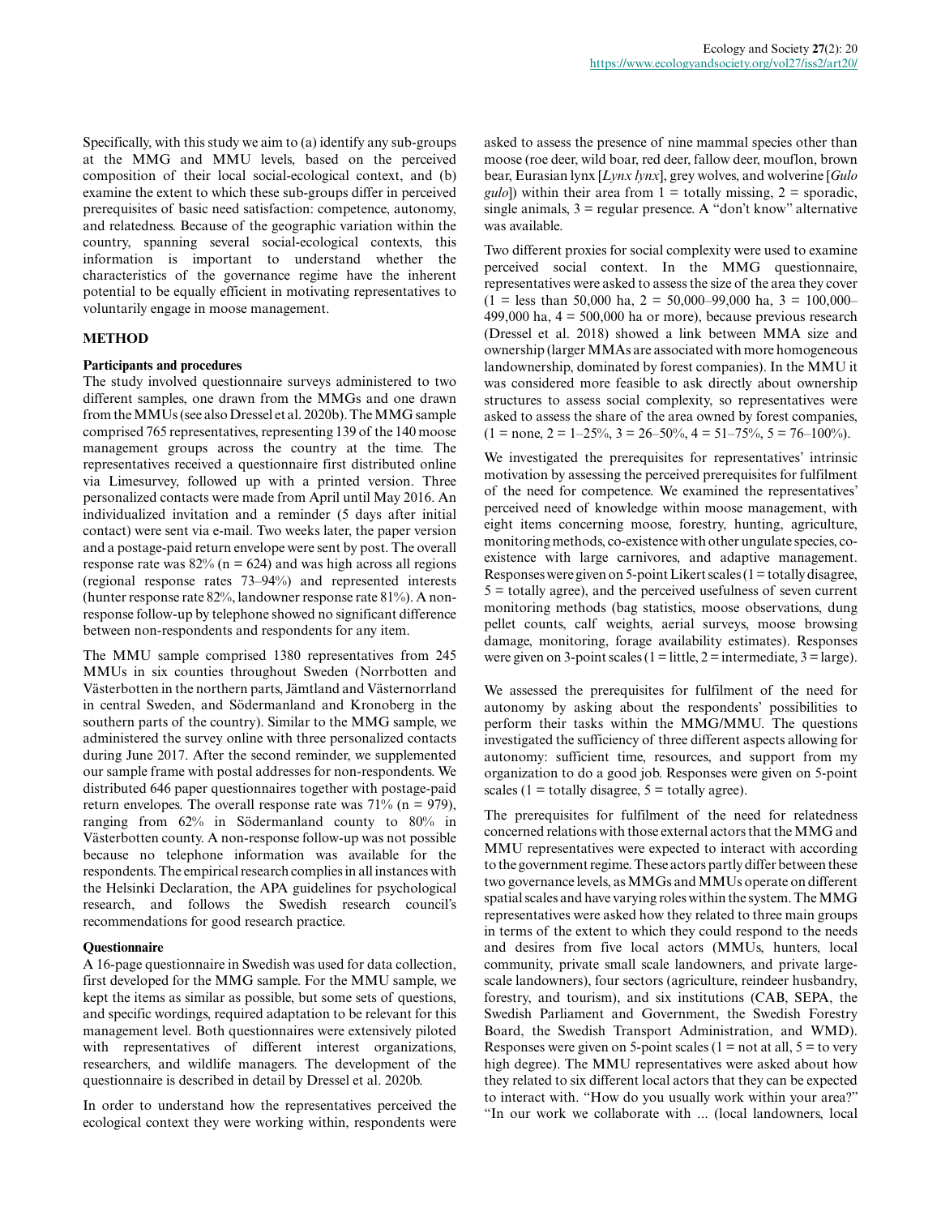Specifically, with this study we aim to (a) identify any sub-groups at the MMG and MMU levels, based on the perceived composition of their local social-ecological context, and (b) examine the extent to which these sub-groups differ in perceived prerequisites of basic need satisfaction: competence, autonomy, and relatedness. Because of the geographic variation within the country, spanning several social-ecological contexts, this information is important to understand whether the characteristics of the governance regime have the inherent potential to be equally efficient in motivating representatives to voluntarily engage in moose management.

## METHOD

### Participants and procedures

The study involved questionnaire surveys administered to two different samples, one drawn from the MMGs and one drawn from the MMUs (see also Dressel et al. 2020b). The MMG sample comprised 765 representatives, representing 139 of the 140 moose management groups across the country at the time. The representatives received a questionnaire first distributed online via Limesurvey, followed up with a printed version. Three personalized contacts were made from April until May 2016. An individualized invitation and a reminder (5 days after initial contact) were sent via e-mail. Two weeks later, the paper version and a postage-paid return envelope were sent by post. The overall response rate was 82% (n = 624) and was high across all regions (regional response rates 73–94%) and represented interests (hunter response rate 82%, landowner response rate 81%). A non-response follow-up by telephone showed no significant difference between non-respondents and respondents for any item.

The MMU sample comprised 1380 representatives from 245 MMUs in six counties throughout Sweden (Norrbotten and Västerbotten in the northern parts, Jämtland and Västernorrland in central Sweden, and Södermanland and Kronoberg in the southern parts of the country). Similar to the MMG sample, we administered the survey online with three personalized contacts during June 2017. After the second reminder, we supplemented our sample frame with postal addresses for non-respondents. We distributed 646 paper questionnaires together with postage-paid return envelopes. The overall response rate was 71% (n = 979), ranging from 62% in Södermanland county to 80% in Västerbotten county. A non-response follow-up was not possible because no telephone information was available for the respondents. The empirical research complies in all instances with the Helsinki Declaration, the APA guidelines for psychological research, and follows the Swedish research council's recommendations for good research practice.

### Questionnaire

A 16-page questionnaire in Swedish was used for data collection, first developed for the MMG sample. For the MMU sample, we kept the items as similar as possible, but some sets of questions, and specific wordings, required adaptation to be relevant for this management level. Both questionnaires were extensively piloted with representatives of different interest organizations, researchers, and wildlife managers. The development of the questionnaire is described in detail by Dressel et al. 2020b.

In order to understand how the representatives perceived the ecological context they were working within, respondents were asked to assess the presence of nine mammal species other than moose (roe deer, wild boar, red deer, fallow deer, mouflon, brown bear, Eurasian lynx [*Lynx lynx*], grey wolves, and wolverine [*Gulo gulo*]) within their area from 1 = totally missing, 2 = sporadic, single animals, 3 = regular presence. A "don't know" alternative was available.

Two different proxies for social complexity were used to examine perceived social context. In the MMG questionnaire, representatives were asked to assess the size of the area they cover (1 = less than 50,000 ha, 2 = 50,000–99,000 ha, 3 = 100,000–499,000 ha, 4 = 500,000 ha or more), because previous research (Dressel et al. 2018) showed a link between MMA size and ownership (larger MMAs are associated with more homogeneous landownership, dominated by forest companies). In the MMU it was considered more feasible to ask directly about ownership structures to assess social complexity, so representatives were asked to assess the share of the area owned by forest companies, (1 = none, 2 = 1–25%, 3 = 26–50%, 4 = 51–75%, 5 = 76–100%).

We investigated the prerequisites for representatives' intrinsic motivation by assessing the perceived prerequisites for fulfilment of the need for competence. We examined the representatives' perceived need of knowledge within moose management, with eight items concerning moose, forestry, hunting, agriculture, monitoring methods, co-existence with other ungulate species, co-existence with large carnivores, and adaptive management. Responses were given on 5-point Likert scales (1 = totally disagree, 5 = totally agree), and the perceived usefulness of seven current monitoring methods (bag statistics, moose observations, dung pellet counts, calf weights, aerial surveys, moose browsing damage, monitoring, forage availability estimates). Responses were given on 3-point scales (1 = little, 2 = intermediate, 3 = large).

We assessed the prerequisites for fulfilment of the need for autonomy by asking about the respondents' possibilities to perform their tasks within the MMG/MMU. The questions investigated the sufficiency of three different aspects allowing for autonomy: sufficient time, resources, and support from my organization to do a good job. Responses were given on 5-point scales (1 = totally disagree, 5 = totally agree).

The prerequisites for fulfilment of the need for relatedness concerned relations with those external actors that the MMG and MMU representatives were expected to interact with according to the government regime. These actors partly differ between these two governance levels, as MMGs and MMUs operate on different spatial scales and have varying roles within the system. The MMG representatives were asked how they related to three main groups in terms of the extent to which they could respond to the needs and desires from five local actors (MMUs, hunters, local community, private small scale landowners, and private large-scale landowners), four sectors (agriculture, reindeer husbandry, forestry, and tourism), and six institutions (CAB, SEPA, the Swedish Parliament and Government, the Swedish Forestry Board, the Swedish Transport Administration, and WMD). Responses were given on 5-point scales (1 = not at all, 5 = to very high degree). The MMU representatives were asked about how they related to six different local actors that they can be expected to interact with. "How do you usually work within your area?" "In our work we collaborate with ... (local landowners, local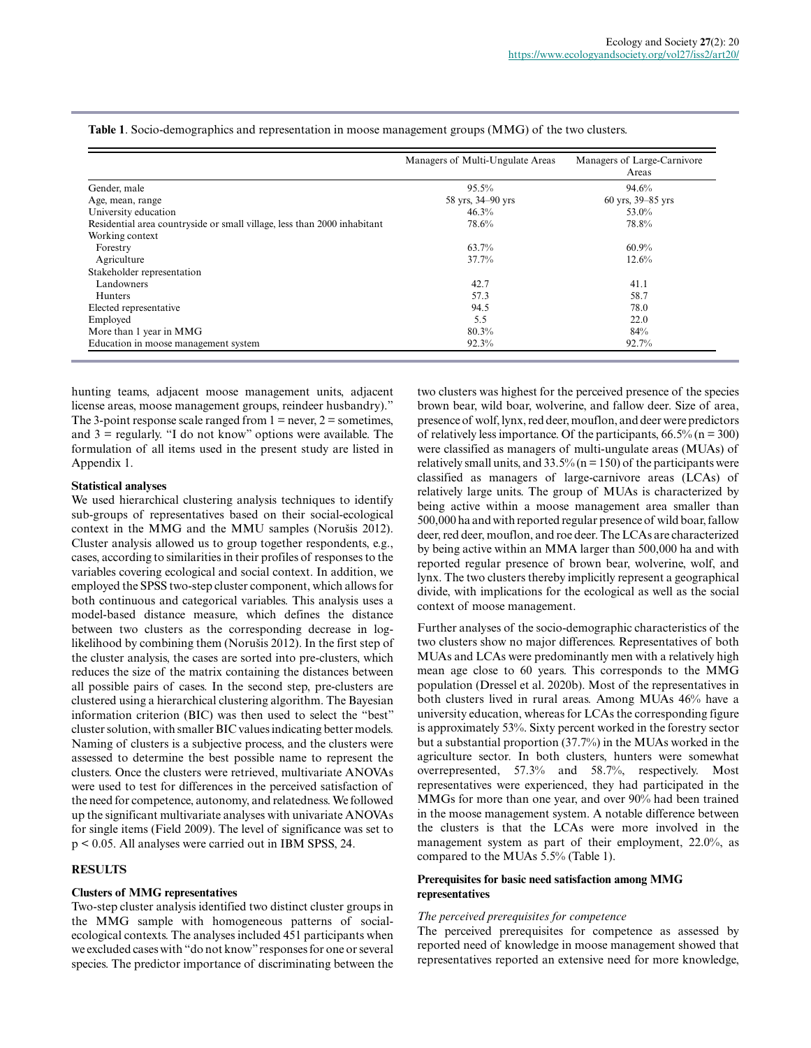**Table 1**. Socio-demographics and representation in moose management groups (MMG) of the two clusters.

| | Managers of Multi-Ungulate Areas | Managers of Large-Carnivore Areas |
|---|---|---|
| Gender, male | 95.5% | 94.6% |
| Age, mean, range | 58 yrs, 34–90 yrs | 60 yrs, 39–85 yrs |
| University education | 46.3% | 53.0% |
| Residential area countryside or small village, less than 2000 inhabitant | 78.6% | 78.8% |
| Working context | | |
| Forestry | 63.7% | 60.9% |
| Agriculture | 37.7% | 12.6% |
| Stakeholder representation | | |
| Landowners | 42.7 | 41.1 |
| Hunters | 57.3 | 58.7 |
| Elected representative | 94.5 | 78.0 |
| Employed | 5.5 | 22.0 |
| More than 1 year in MMG | 80.3% | 84% |
| Education in moose management system | 92.3% | 92.7% |

hunting teams, adjacent moose management units, adjacent license areas, moose management groups, reindeer husbandry)." The 3-point response scale ranged from 1 = never, 2 = sometimes, and 3 = regularly. "I do not know" options were available. The formulation of all items used in the present study are listed in Appendix 1.

### Statistical analyses

We used hierarchical clustering analysis techniques to identify sub-groups of representatives based on their social-ecological context in the MMG and the MMU samples (Norušis 2012). Cluster analysis allowed us to group together respondents, e.g., cases, according to similarities in their profiles of responses to the variables covering ecological and social context. In addition, we employed the SPSS two-step cluster component, which allows for both continuous and categorical variables. This analysis uses a model-based distance measure, which defines the distance between two clusters as the corresponding decrease in log-likelihood by combining them (Norušis 2012). In the first step of the cluster analysis, the cases are sorted into pre-clusters, which reduces the size of the matrix containing the distances between all possible pairs of cases. In the second step, pre-clusters are clustered using a hierarchical clustering algorithm. The Bayesian information criterion (BIC) was then used to select the "best" cluster solution, with smaller BIC values indicating better models. Naming of clusters is a subjective process, and the clusters were assessed to determine the best possible name to represent the clusters. Once the clusters were retrieved, multivariate ANOVAs were used to test for differences in the perceived satisfaction of the need for competence, autonomy, and relatedness. We followed up the significant multivariate analyses with univariate ANOVAs for single items (Field 2009). The level of significance was set to $p < 0.05$. All analyses were carried out in IBM SPSS, 24.

## RESULTS

### Clusters of MMG representatives

Two-step cluster analysis identified two distinct cluster groups in the MMG sample with homogeneous patterns of social-ecological contexts. The analyses included 451 participants when we excluded cases with "do not know" responses for one or several species. The predictor importance of discriminating between the two clusters was highest for the perceived presence of the species brown bear, wild boar, wolverine, and fallow deer. Size of area, presence of wolf, lynx, red deer, mouflon, and deer were predictors of relatively less importance. Of the participants, 66.5% (n = 300) were classified as managers of multi-ungulate areas (MUAs) of relatively small units, and 33.5% (n = 150) of the participants were classified as managers of large-carnivore areas (LCAs) of relatively large units. The group of MUAs is characterized by being active within a moose management area smaller than 500,000 ha and with reported regular presence of wild boar, fallow deer, red deer, mouflon, and roe deer. The LCAs are characterized by being active within an MMA larger than 500,000 ha and with reported regular presence of brown bear, wolverine, wolf, and lynx. The two clusters thereby implicitly represent a geographical divide, with implications for the ecological as well as the social context of moose management.

Further analyses of the socio-demographic characteristics of the two clusters show no major differences. Representatives of both MUAs and LCAs were predominantly men with a relatively high mean age close to 60 years. This corresponds to the MMG population (Dressel et al. 2020b). Most of the representatives in both clusters lived in rural areas. Among MUAs 46% have a university education, whereas for LCAs the corresponding figure is approximately 53%. Sixty percent worked in the forestry sector but a substantial proportion (37.7%) in the MUAs worked in the agriculture sector. In both clusters, hunters were somewhat overrepresented, 57.3% and 58.7%, respectively. Most representatives were experienced, they had participated in the MMGs for more than one year, and over 90% had been trained in the moose management system. A notable difference between the clusters is that the LCAs were more involved in the management system as part of their employment, 22.0%, as compared to the MUAs 5.5% (Table 1).

### Prerequisites for basic need satisfaction among MMG representatives

*The perceived prerequisites for competence*

The perceived prerequisites for competence as assessed by reported need of knowledge in moose management showed that representatives reported an extensive need for more knowledge,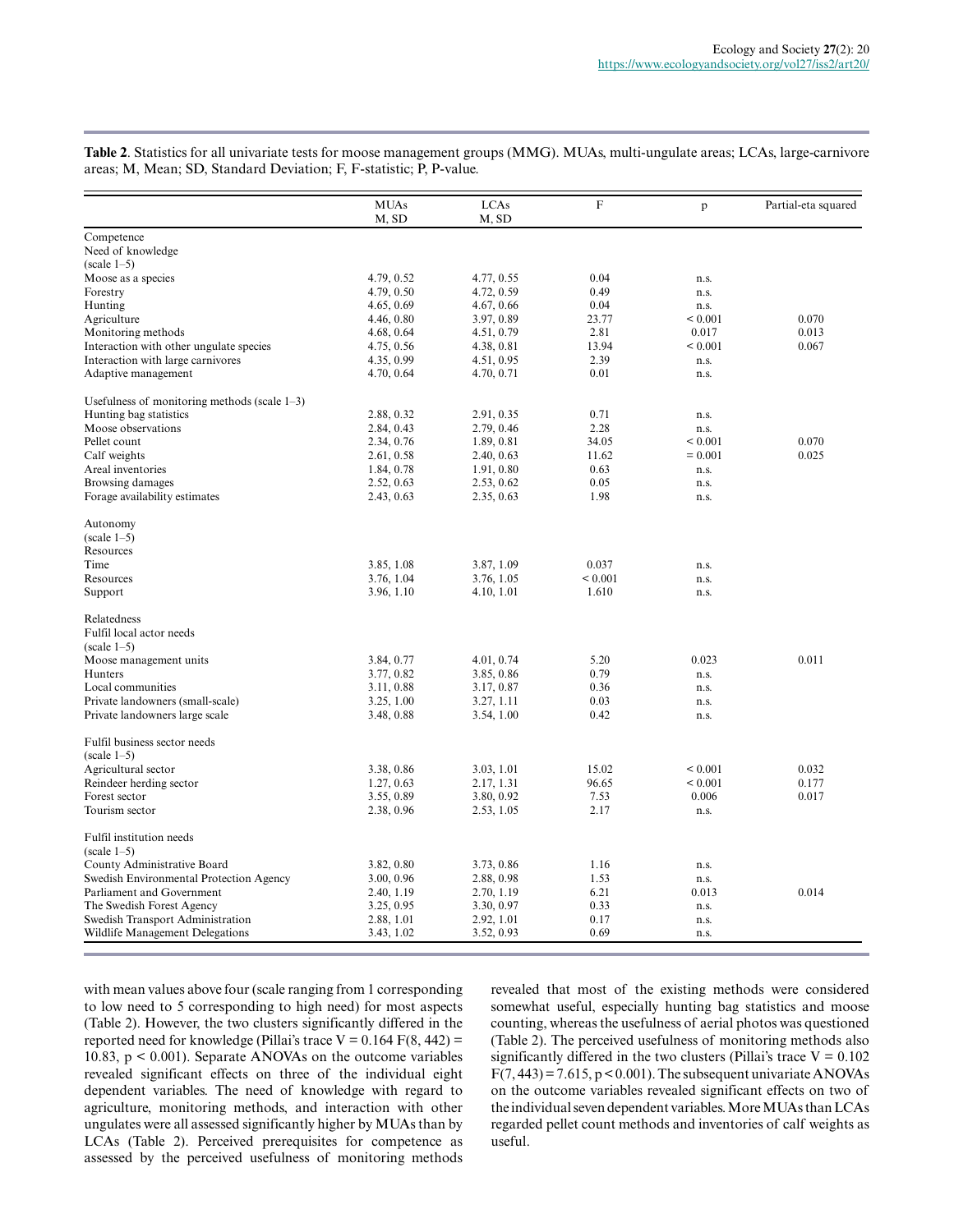**Table 2**. Statistics for all univariate tests for moose management groups (MMG). MUAs, multi-ungulate areas; LCAs, large-carnivore areas; M, Mean; SD, Standard Deviation; F, F-statistic; P, P-value.

| | MUAs M, SD | LCAs M, SD | F | p | Partial-eta squared |
|---|---|---|---|---|---|
| Competence | | | | | |
| Need of knowledge | | | | | |
| (scale 1–5) | | | | | |
| Moose as a species | 4.79, 0.52 | 4.77, 0.55 | 0.04 | n.s. | |
| Forestry | 4.79, 0.50 | 4.72, 0.59 | 0.49 | n.s. | |
| Hunting | 4.65, 0.69 | 4.67, 0.66 | 0.04 | n.s. | |
| Agriculture | 4.46, 0.80 | 3.97, 0.89 | 23.77 | < 0.001 | 0.070 |
| Monitoring methods | 4.68, 0.64 | 4.51, 0.79 | 2.81 | 0.017 | 0.013 |
| Interaction with other ungulate species | 4.75, 0.56 | 4.38, 0.81 | 13.94 | < 0.001 | 0.067 |
| Interaction with large carnivores | 4.35, 0.99 | 4.51, 0.95 | 2.39 | n.s. | |
| Adaptive management | 4.70, 0.64 | 4.70, 0.71 | 0.01 | n.s. | |
| Usefulness of monitoring methods (scale 1–3) | | | | | |
| Hunting bag statistics | 2.88, 0.32 | 2.91, 0.35 | 0.71 | n.s. | |
| Moose observations | 2.84, 0.43 | 2.79, 0.46 | 2.28 | n.s. | |
| Pellet count | 2.34, 0.76 | 1.89, 0.81 | 34.05 | < 0.001 | 0.070 |
| Calf weights | 2.61, 0.58 | 2.40, 0.63 | 11.62 | = 0.001 | 0.025 |
| Areal inventories | 1.84, 0.78 | 1.91, 0.80 | 0.63 | n.s. | |
| Browsing damages | 2.52, 0.63 | 2.53, 0.62 | 0.05 | n.s. | |
| Forage availability estimates | 2.43, 0.63 | 2.35, 0.63 | 1.98 | n.s. | |
| Autonomy | | | | | |
| (scale 1–5) | | | | | |
| Resources | | | | | |
| Time | 3.85, 1.08 | 3.87, 1.09 | 0.037 | n.s. | |
| Resources | 3.76, 1.04 | 3.76, 1.05 | < 0.001 | n.s. | |
| Support | 3.96, 1.10 | 4.10, 1.01 | 1.610 | n.s. | |
| Relatedness | | | | | |
| Fulfil local actor needs | | | | | |
| (scale 1–5) | | | | | |
| Moose management units | 3.84, 0.77 | 4.01, 0.74 | 5.20 | 0.023 | 0.011 |
| Hunters | 3.77, 0.82 | 3.85, 0.86 | 0.79 | n.s. | |
| Local communities | 3.11, 0.88 | 3.17, 0.87 | 0.36 | n.s. | |
| Private landowners (small-scale) | 3.25, 1.00 | 3.27, 1.11 | 0.03 | n.s. | |
| Private landowners large scale | 3.48, 0.88 | 3.54, 1.00 | 0.42 | n.s. | |
| Fulfil business sector needs | | | | | |
| (scale 1–5) | | | | | |
| Agricultural sector | 3.38, 0.86 | 3.03, 1.01 | 15.02 | < 0.001 | 0.032 |
| Reindeer herding sector | 1.27, 0.63 | 2.17, 1.31 | 96.65 | < 0.001 | 0.177 |
| Forest sector | 3.55, 0.89 | 3.80, 0.92 | 7.53 | 0.006 | 0.017 |
| Tourism sector | 2.38, 0.96 | 2.53, 1.05 | 2.17 | n.s. | |
| Fulfil institution needs | | | | | |
| (scale 1–5) | | | | | |
| County Administrative Board | 3.82, 0.80 | 3.73, 0.86 | 1.16 | n.s. | |
| Swedish Environmental Protection Agency | 3.00, 0.96 | 2.88, 0.98 | 1.53 | n.s. | |
| Parliament and Government | 2.40, 1.19 | 2.70, 1.19 | 6.21 | 0.013 | 0.014 |
| The Swedish Forest Agency | 3.25, 0.95 | 3.30, 0.97 | 0.33 | n.s. | |
| Swedish Transport Administration | 2.88, 1.01 | 2.92, 1.01 | 0.17 | n.s. | |
| Wildlife Management Delegations | 3.43, 1.02 | 3.52, 0.93 | 0.69 | n.s. | |

with mean values above four (scale ranging from 1 corresponding to low need to 5 corresponding to high need) for most aspects (Table 2). However, the two clusters significantly differed in the reported need for knowledge (Pillai's trace $V = 0.164$ $F(8, 442) = 10.83$, $p < 0.001$). Separate ANOVAs on the outcome variables revealed significant effects on three of the individual eight dependent variables. The need of knowledge with regard to agriculture, monitoring methods, and interaction with other ungulates were all assessed significantly higher by MUAs than by LCAs (Table 2). Perceived prerequisites for competence as assessed by the perceived usefulness of monitoring methods revealed that most of the existing methods were considered somewhat useful, especially hunting bag statistics and moose counting, whereas the usefulness of aerial photos was questioned (Table 2). The perceived usefulness of monitoring methods also significantly differed in the two clusters (Pillai's trace $V = 0.102$ $F(7, 443) = 7.615$, $p < 0.001$). The subsequent univariate ANOVAs on the outcome variables revealed significant effects on two of the individual seven dependent variables. More MUAs than LCAs regarded pellet count methods and inventories of calf weights as useful.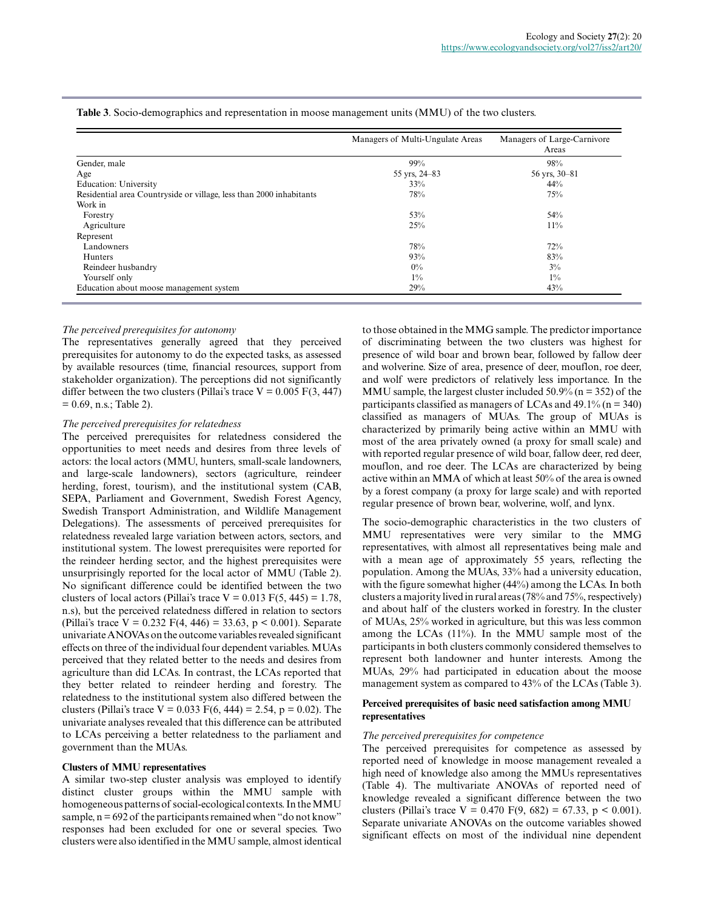**Table 3**. Socio-demographics and representation in moose management units (MMU) of the two clusters.

| | Managers of Multi-Ungulate Areas | Managers of Large-Carnivore Areas |
|---|---|---|
| Gender, male | 99% | 98% |
| Age | 55 yrs, 24–83 | 56 yrs, 30–81 |
| Education: University | 33% | 44% |
| Residential area Countryside or village, less than 2000 inhabitants | 78% | 75% |
| Work in | | |
| Forestry | 53% | 54% |
| Agriculture | 25% | 11% |
| Represent | | |
| Landowners | 78% | 72% |
| Hunters | 93% | 83% |
| Reindeer husbandry | 0% | 3% |
| Yourself only | 1% | 1% |
| Education about moose management system | 29% | 43% |

*The perceived prerequisites for autonomy*

The representatives generally agreed that they perceived prerequisites for autonomy to do the expected tasks, as assessed by available resources (time, financial resources, support from stakeholder organization). The perceptions did not significantly differ between the two clusters (Pillai's trace V = 0.005 $F(3, 447) = 0.69$, n.s.; Table 2).

*The perceived prerequisites for relatedness*

The perceived prerequisites for relatedness considered the opportunities to meet needs and desires from three levels of actors: the local actors (MMU, hunters, small-scale landowners, and large-scale landowners), sectors (agriculture, reindeer herding, forest, tourism), and the institutional system (CAB, SEPA, Parliament and Government, Swedish Forest Agency, Swedish Transport Administration, and Wildlife Management Delegations). The assessments of perceived prerequisites for relatedness revealed large variation between actors, sectors, and institutional system. The lowest prerequisites were reported for the reindeer herding sector, and the highest prerequisites were unsurprisingly reported for the local actor of MMU (Table 2). No significant difference could be identified between the two clusters of local actors (Pillai's trace V = 0.013 $F(5, 445) = 1.78$, n.s), but the perceived relatedness differed in relation to sectors (Pillai's trace V = 0.232 $F(4, 446) = 33.63$, $p < 0.001$). Separate univariate ANOVAs on the outcome variables revealed significant effects on three of the individual four dependent variables. MUAs perceived that they related better to the needs and desires from agriculture than did LCAs. In contrast, the LCAs reported that they better related to reindeer herding and forestry. The relatedness to the institutional system also differed between the clusters (Pillai's trace V = 0.033 $F(6, 444) = 2.54$, $p = 0.02$). The univariate analyses revealed that this difference can be attributed to LCAs perceiving a better relatedness to the parliament and government than the MUAs.

**Clusters of MMU representatives**

A similar two-step cluster analysis was employed to identify distinct cluster groups within the MMU sample with homogeneous patterns of social-ecological contexts. In the MMU sample, n = 692 of the participants remained when "do not know" responses had been excluded for one or several species. Two clusters were also identified in the MMU sample, almost identical to those obtained in the MMG sample. The predictor importance of discriminating between the two clusters was highest for presence of wild boar and brown bear, followed by fallow deer and wolverine. Size of area, presence of deer, mouflon, roe deer, and wolf were predictors of relatively less importance. In the MMU sample, the largest cluster included 50.9% (n = 352) of the participants classified as managers of LCAs and 49.1% (n = 340) classified as managers of MUAs. The group of MUAs is characterized by primarily being active within an MMU with most of the area privately owned (a proxy for small scale) and with reported regular presence of wild boar, fallow deer, red deer, mouflon, and roe deer. The LCAs are characterized by being active within an MMA of which at least 50% of the area is owned by a forest company (a proxy for large scale) and with reported regular presence of brown bear, wolverine, wolf, and lynx.

The socio-demographic characteristics in the two clusters of MMU representatives were very similar to the MMG representatives, with almost all representatives being male and with a mean age of approximately 55 years, reflecting the population. Among the MUAs, 33% had a university education, with the figure somewhat higher (44%) among the LCAs. In both clusters a majority lived in rural areas (78% and 75%, respectively) and about half of the clusters worked in forestry. In the cluster of MUAs, 25% worked in agriculture, but this was less common among the LCAs (11%). In the MMU sample most of the participants in both clusters commonly considered themselves to represent both landowner and hunter interests. Among the MUAs, 29% had participated in education about the moose management system as compared to 43% of the LCAs (Table 3).

**Perceived prerequisites of basic need satisfaction among MMU representatives**

*The perceived prerequisites for competence*

The perceived prerequisites for competence as assessed by reported need of knowledge in moose management revealed a high need of knowledge also among the MMUs representatives (Table 4). The multivariate ANOVAs of reported need of knowledge revealed a significant difference between the two clusters (Pillai's trace V = 0.470 $F(9, 682) = 67.33$, $p < 0.001$). Separate univariate ANOVAs on the outcome variables showed significant effects on most of the individual nine dependent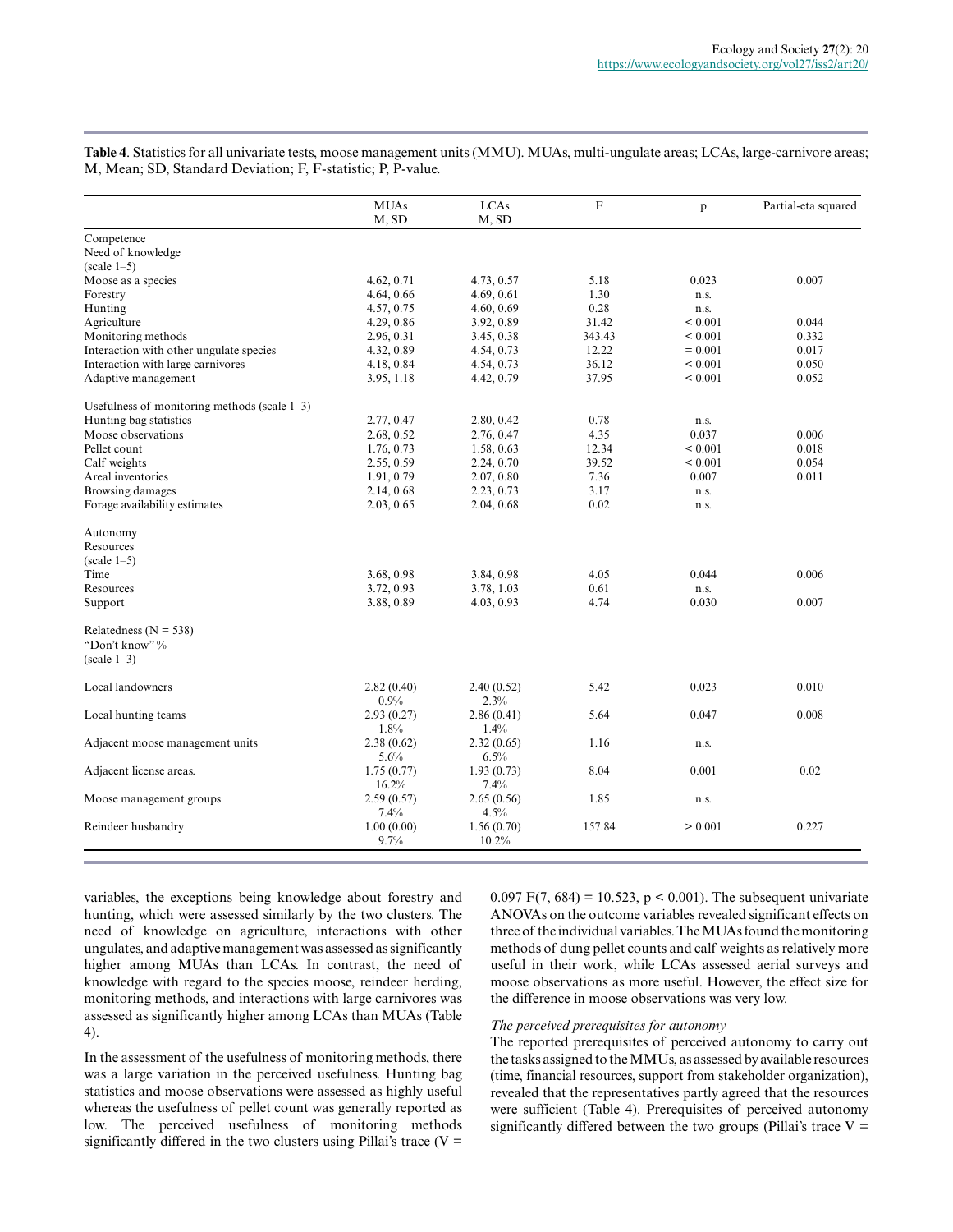**Table 4**. Statistics for all univariate tests, moose management units (MMU). MUAs, multi-ungulate areas; LCAs, large-carnivore areas; M, Mean; SD, Standard Deviation; F, F-statistic; P, P-value.

| | MUAs M, SD | LCAs M, SD | F | p | Partial-eta squared |
|---|---|---|---|---|---|
| Competence | | | | | |
| Need of knowledge (scale 1–5) | | | | | |
| Moose as a species | 4.62, 0.71 | 4.73, 0.57 | 5.18 | 0.023 | 0.007 |
| Forestry | 4.64, 0.66 | 4.69, 0.61 | 1.30 | n.s. | |
| Hunting | 4.57, 0.75 | 4.60, 0.69 | 0.28 | n.s. | |
| Agriculture | 4.29, 0.86 | 3.92, 0.89 | 31.42 | < 0.001 | 0.044 |
| Monitoring methods | 2.96, 0.31 | 3.45, 0.38 | 343.43 | < 0.001 | 0.332 |
| Interaction with other ungulate species | 4.32, 0.89 | 4.54, 0.73 | 12.22 | = 0.001 | 0.017 |
| Interaction with large carnivores | 4.18, 0.84 | 4.54, 0.73 | 36.12 | < 0.001 | 0.050 |
| Adaptive management | 3.95, 1.18 | 4.42, 0.79 | 37.95 | < 0.001 | 0.052 |
| Usefulness of monitoring methods (scale 1–3) | | | | | |
| Hunting bag statistics | 2.77, 0.47 | 2.80, 0.42 | 0.78 | n.s. | |
| Moose observations | 2.68, 0.52 | 2.76, 0.47 | 4.35 | 0.037 | 0.006 |
| Pellet count | 1.76, 0.73 | 1.58, 0.63 | 12.34 | < 0.001 | 0.018 |
| Calf weights | 2.55, 0.59 | 2.24, 0.70 | 39.52 | < 0.001 | 0.054 |
| Areal inventories | 1.91, 0.79 | 2.07, 0.80 | 7.36 | 0.007 | 0.011 |
| Browsing damages | 2.14, 0.68 | 2.23, 0.73 | 3.17 | n.s. | |
| Forage availability estimates | 2.03, 0.65 | 2.04, 0.68 | 0.02 | n.s. | |
| Autonomy | | | | | |
| Resources (scale 1–5) | | | | | |
| Time | 3.68, 0.98 | 3.84, 0.98 | 4.05 | 0.044 | 0.006 |
| Resources | 3.72, 0.93 | 3.78, 1.03 | 0.61 | n.s. | |
| Support | 3.88, 0.89 | 4.03, 0.93 | 4.74 | 0.030 | 0.007 |
| Relatedness (N = 538) "Don't know" % (scale 1–3) | | | | | |
| Local landowners | 2.82 (0.40) 0.9% | 2.40 (0.52) 2.3% | 5.42 | 0.023 | 0.010 |
| Local hunting teams | 2.93 (0.27) 1.8% | 2.86 (0.41) 1.4% | 5.64 | 0.047 | 0.008 |
| Adjacent moose management units | 2.38 (0.62) 5.6% | 2.32 (0.65) 6.5% | 1.16 | n.s. | |
| Adjacent license areas. | 1.75 (0.77) 16.2% | 1.93 (0.73) 7.4% | 8.04 | 0.001 | 0.02 |
| Moose management groups | 2.59 (0.57) 7.4% | 2.65 (0.56) 4.5% | 1.85 | n.s. | |
| Reindeer husbandry | 1.00 (0.00) 9.7% | 1.56 (0.70) 10.2% | 157.84 | > 0.001 | 0.227 |

variables, the exceptions being knowledge about forestry and hunting, which were assessed similarly by the two clusters. The need of knowledge on agriculture, interactions with other ungulates, and adaptive management was assessed as significantly higher among MUAs than LCAs. In contrast, the need of knowledge with regard to the species moose, reindeer herding, monitoring methods, and interactions with large carnivores was assessed as significantly higher among LCAs than MUAs (Table 4).

In the assessment of the usefulness of monitoring methods, there was a large variation in the perceived usefulness. Hunting bag statistics and moose observations were assessed as highly useful whereas the usefulness of pellet count was generally reported as low. The perceived usefulness of monitoring methods significantly differed in the two clusters using Pillai's trace ($V = 0.097$ $F(7, 684) = 10.523$, $p < 0.001$). The subsequent univariate ANOVAs on the outcome variables revealed significant effects on three of the individual variables. The MUAs found the monitoring methods of dung pellet counts and calf weights as relatively more useful in their work, while LCAs assessed aerial surveys and moose observations as more useful. However, the effect size for the difference in moose observations was very low.

*The perceived prerequisites for autonomy*

The reported prerequisites of perceived autonomy to carry out the tasks assigned to the MMUs, as assessed by available resources (time, financial resources, support from stakeholder organization), revealed that the representatives partly agreed that the resources were sufficient (Table 4). Prerequisites of perceived autonomy significantly differed between the two groups (Pillai's trace $V =$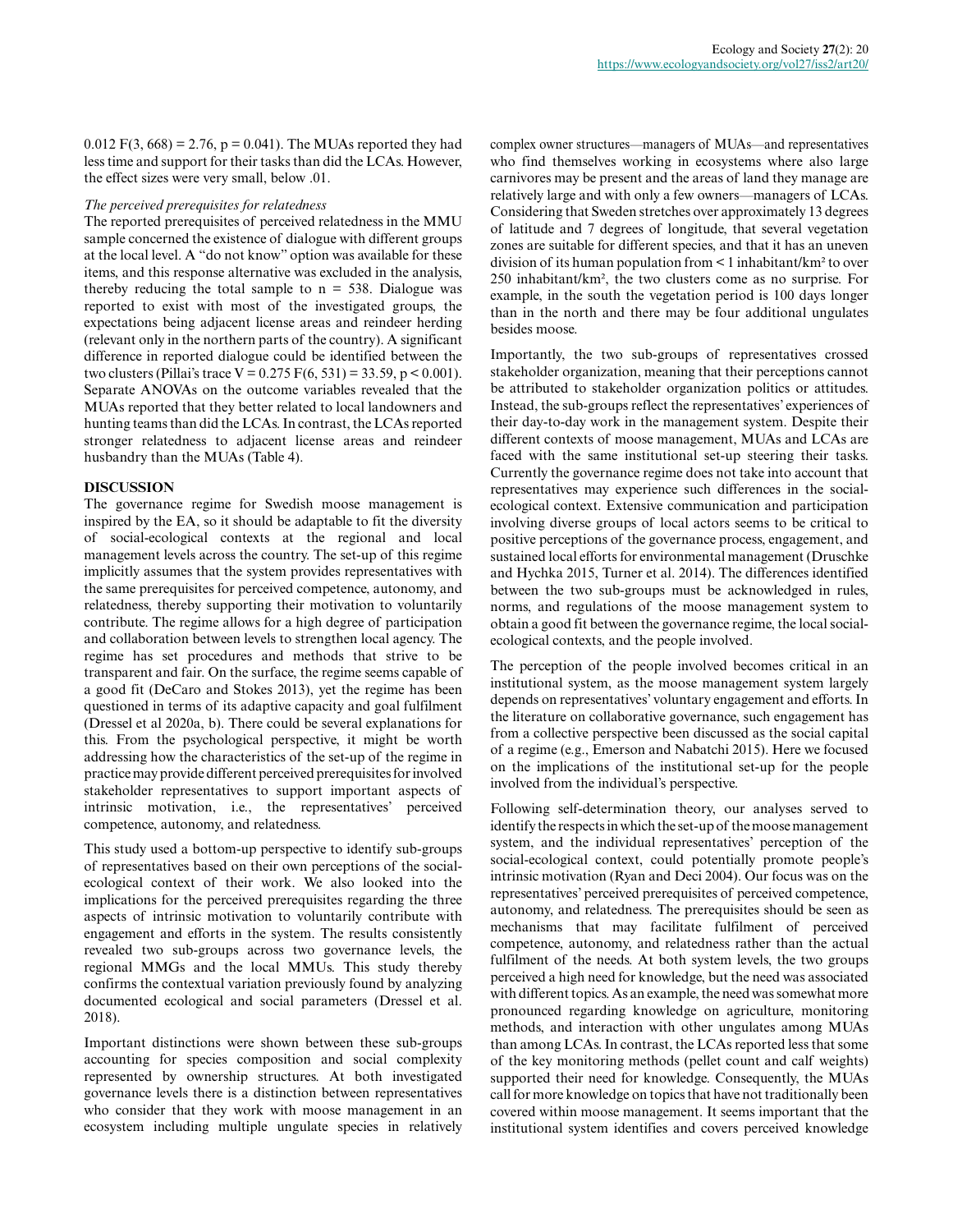0.012 $F(3, 668) = 2.76$, $p = 0.041$). The MUAs reported they had less time and support for their tasks than did the LCAs. However, the effect sizes were very small, below .01.

*The perceived prerequisites for relatedness*

The reported prerequisites of perceived relatedness in the MMU sample concerned the existence of dialogue with different groups at the local level. A "do not know" option was available for these items, and this response alternative was excluded in the analysis, thereby reducing the total sample to $n = 538$. Dialogue was reported to exist with most of the investigated groups, the expectations being adjacent license areas and reindeer herding (relevant only in the northern parts of the country). A significant difference in reported dialogue could be identified between the two clusters (Pillai's trace $V = 0.275$ $F(6, 531) = 33.59$, $p < 0.001$). Separate ANOVAs on the outcome variables revealed that the MUAs reported that they better related to local landowners and hunting teams than did the LCAs. In contrast, the LCAs reported stronger relatedness to adjacent license areas and reindeer husbandry than the MUAs (Table 4).

## DISCUSSION

The governance regime for Swedish moose management is inspired by the EA, so it should be adaptable to fit the diversity of social-ecological contexts at the regional and local management levels across the country. The set-up of this regime implicitly assumes that the system provides representatives with the same prerequisites for perceived competence, autonomy, and relatedness, thereby supporting their motivation to voluntarily contribute. The regime allows for a high degree of participation and collaboration between levels to strengthen local agency. The regime has set procedures and methods that strive to be transparent and fair. On the surface, the regime seems capable of a good fit (DeCaro and Stokes 2013), yet the regime has been questioned in terms of its adaptive capacity and goal fulfilment (Dressel et al 2020a, b). There could be several explanations for this. From the psychological perspective, it might be worth addressing how the characteristics of the set-up of the regime in practice may provide different perceived prerequisites for involved stakeholder representatives to support important aspects of intrinsic motivation, i.e., the representatives' perceived competence, autonomy, and relatedness.

This study used a bottom-up perspective to identify sub-groups of representatives based on their own perceptions of the social-ecological context of their work. We also looked into the implications for the perceived prerequisites regarding the three aspects of intrinsic motivation to voluntarily contribute with engagement and efforts in the system. The results consistently revealed two sub-groups across two governance levels, the regional MMGs and the local MMUs. This study thereby confirms the contextual variation previously found by analyzing documented ecological and social parameters (Dressel et al. 2018).

Important distinctions were shown between these sub-groups accounting for species composition and social complexity represented by ownership structures. At both investigated governance levels there is a distinction between representatives who consider that they work with moose management in an ecosystem including multiple ungulate species in relatively complex owner structures—managers of MUAs—and representatives who find themselves working in ecosystems where also large carnivores may be present and the areas of land they manage are relatively large and with only a few owners—managers of LCAs. Considering that Sweden stretches over approximately 13 degrees of latitude and 7 degrees of longitude, that several vegetation zones are suitable for different species, and that it has an uneven division of its human population from < 1 inhabitant/km² to over 250 inhabitant/km², the two clusters come as no surprise. For example, in the south the vegetation period is 100 days longer than in the north and there may be four additional ungulates besides moose.

Importantly, the two sub-groups of representatives crossed stakeholder organization, meaning that their perceptions cannot be attributed to stakeholder organization politics or attitudes. Instead, the sub-groups reflect the representatives' experiences of their day-to-day work in the management system. Despite their different contexts of moose management, MUAs and LCAs are faced with the same institutional set-up steering their tasks. Currently the governance regime does not take into account that representatives may experience such differences in the social-ecological context. Extensive communication and participation involving diverse groups of local actors seems to be critical to positive perceptions of the governance process, engagement, and sustained local efforts for environmental management (Druschke and Hychka 2015, Turner et al. 2014). The differences identified between the two sub-groups must be acknowledged in rules, norms, and regulations of the moose management system to obtain a good fit between the governance regime, the local social-ecological contexts, and the people involved.

The perception of the people involved becomes critical in an institutional system, as the moose management system largely depends on representatives' voluntary engagement and efforts. In the literature on collaborative governance, such engagement has from a collective perspective been discussed as the social capital of a regime (e.g., Emerson and Nabatchi 2015). Here we focused on the implications of the institutional set-up for the people involved from the individual's perspective.

Following self-determination theory, our analyses served to identify the respects in which the set-up of the moose management system, and the individual representatives' perception of the social-ecological context, could potentially promote people's intrinsic motivation (Ryan and Deci 2004). Our focus was on the representatives' perceived prerequisites of perceived competence, autonomy, and relatedness. The prerequisites should be seen as mechanisms that may facilitate fulfilment of perceived competence, autonomy, and relatedness rather than the actual fulfilment of the needs. At both system levels, the two groups perceived a high need for knowledge, but the need was associated with different topics. As an example, the need was somewhat more pronounced regarding knowledge on agriculture, monitoring methods, and interaction with other ungulates among MUAs than among LCAs. In contrast, the LCAs reported less that some of the key monitoring methods (pellet count and calf weights) supported their need for knowledge. Consequently, the MUAs call for more knowledge on topics that have not traditionally been covered within moose management. It seems important that the institutional system identifies and covers perceived knowledge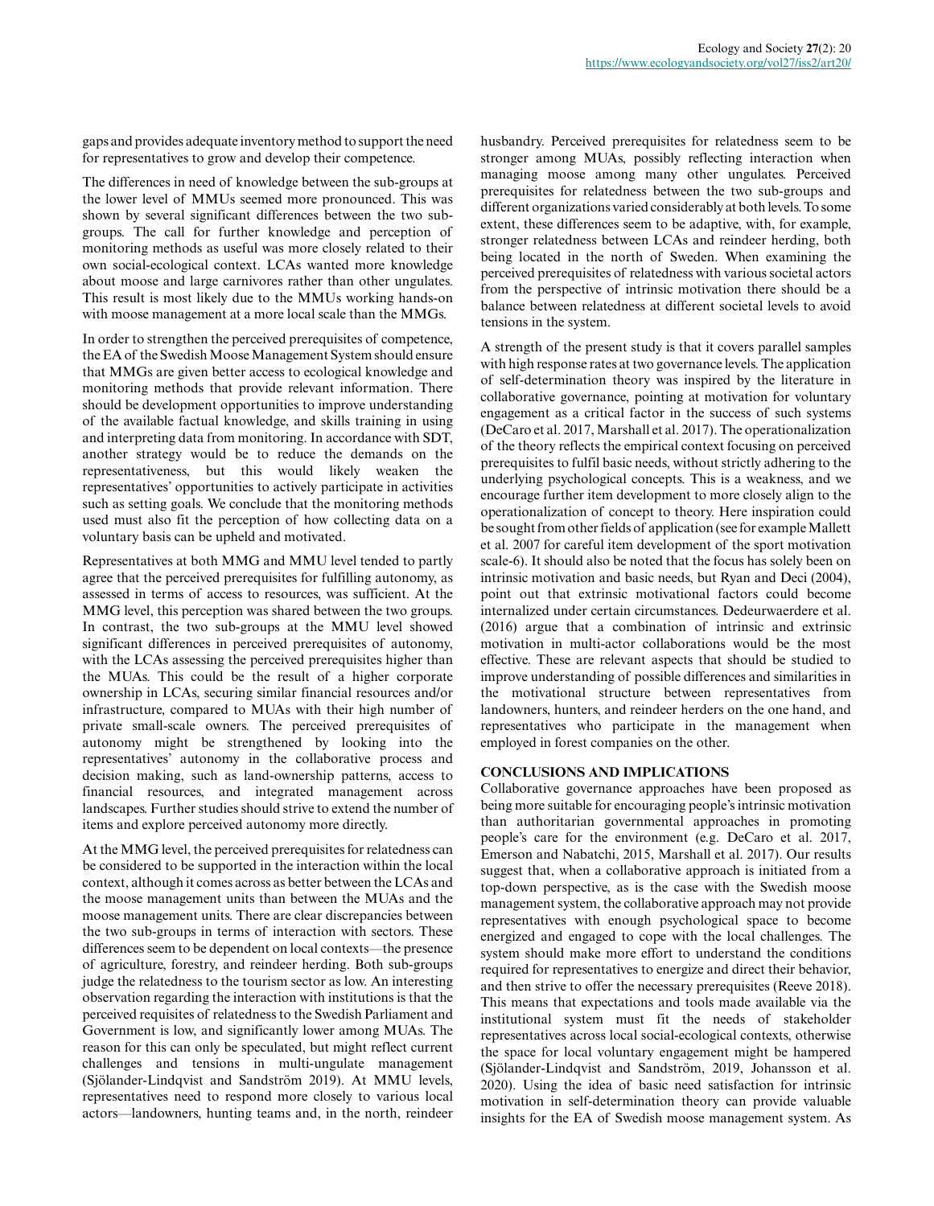gaps and provides adequate inventory method to support the need for representatives to grow and develop their competence.

The differences in need of knowledge between the sub-groups at the lower level of MMUs seemed more pronounced. This was shown by several significant differences between the two sub-groups. The call for further knowledge and perception of monitoring methods as useful was more closely related to their own social-ecological context. LCAs wanted more knowledge about moose and large carnivores rather than other ungulates. This result is most likely due to the MMUs working hands-on with moose management at a more local scale than the MMGs.

In order to strengthen the perceived prerequisites of competence, the EA of the Swedish Moose Management System should ensure that MMGs are given better access to ecological knowledge and monitoring methods that provide relevant information. There should be development opportunities to improve understanding of the available factual knowledge, and skills training in using and interpreting data from monitoring. In accordance with SDT, another strategy would be to reduce the demands on the representativeness, but this would likely weaken the representatives' opportunities to actively participate in activities such as setting goals. We conclude that the monitoring methods used must also fit the perception of how collecting data on a voluntary basis can be upheld and motivated.

Representatives at both MMG and MMU level tended to partly agree that the perceived prerequisites for fulfilling autonomy, as assessed in terms of access to resources, was sufficient. At the MMG level, this perception was shared between the two groups. In contrast, the two sub-groups at the MMU level showed significant differences in perceived prerequisites of autonomy, with the LCAs assessing the perceived prerequisites higher than the MUAs. This could be the result of a higher corporate ownership in LCAs, securing similar financial resources and/or infrastructure, compared to MUAs with their high number of private small-scale owners. The perceived prerequisites of autonomy might be strengthened by looking into the representatives' autonomy in the collaborative process and decision making, such as land-ownership patterns, access to financial resources, and integrated management across landscapes. Further studies should strive to extend the number of items and explore perceived autonomy more directly.

At the MMG level, the perceived prerequisites for relatedness can be considered to be supported in the interaction within the local context, although it comes across as better between the LCAs and the moose management units than between the MUAs and the moose management units. There are clear discrepancies between the two sub-groups in terms of interaction with sectors. These differences seem to be dependent on local contexts—the presence of agriculture, forestry, and reindeer herding. Both sub-groups judge the relatedness to the tourism sector as low. An interesting observation regarding the interaction with institutions is that the perceived requisites of relatedness to the Swedish Parliament and Government is low, and significantly lower among MUAs. The reason for this can only be speculated, but might reflect current challenges and tensions in multi-ungulate management (Sjölander-Lindqvist and Sandström 2019). At MMU levels, representatives need to respond more closely to various local actors—landowners, hunting teams and, in the north, reindeer husbandry. Perceived prerequisites for relatedness seem to be stronger among MUAs, possibly reflecting interaction when managing moose among many other ungulates. Perceived prerequisites for relatedness between the two sub-groups and different organizations varied considerably at both levels. To some extent, these differences seem to be adaptive, with, for example, stronger relatedness between LCAs and reindeer herding, both being located in the north of Sweden. When examining the perceived prerequisites of relatedness with various societal actors from the perspective of intrinsic motivation there should be a balance between relatedness at different societal levels to avoid tensions in the system.

A strength of the present study is that it covers parallel samples with high response rates at two governance levels. The application of self-determination theory was inspired by the literature in collaborative governance, pointing at motivation for voluntary engagement as a critical factor in the success of such systems (DeCaro et al. 2017, Marshall et al. 2017). The operationalization of the theory reflects the empirical context focusing on perceived prerequisites to fulfil basic needs, without strictly adhering to the underlying psychological concepts. This is a weakness, and we encourage further item development to more closely align to the operationalization of concept to theory. Here inspiration could be sought from other fields of application (see for example Mallett et al. 2007 for careful item development of the sport motivation scale-6). It should also be noted that the focus has solely been on intrinsic motivation and basic needs, but Ryan and Deci (2004), point out that extrinsic motivational factors could become internalized under certain circumstances. Dedeurwaerdere et al. (2016) argue that a combination of intrinsic and extrinsic motivation in multi-actor collaborations would be the most effective. These are relevant aspects that should be studied to improve understanding of possible differences and similarities in the motivational structure between representatives from landowners, hunters, and reindeer herders on the one hand, and representatives who participate in the management when employed in forest companies on the other.

## CONCLUSIONS AND IMPLICATIONS

Collaborative governance approaches have been proposed as being more suitable for encouraging people's intrinsic motivation than authoritarian governmental approaches in promoting people's care for the environment (e.g. DeCaro et al. 2017, Emerson and Nabatchi, 2015, Marshall et al. 2017). Our results suggest that, when a collaborative approach is initiated from a top-down perspective, as is the case with the Swedish moose management system, the collaborative approach may not provide representatives with enough psychological space to become energized and engaged to cope with the local challenges. The system should make more effort to understand the conditions required for representatives to energize and direct their behavior, and then strive to offer the necessary prerequisites (Reeve 2018). This means that expectations and tools made available via the institutional system must fit the needs of stakeholder representatives across local social-ecological contexts, otherwise the space for local voluntary engagement might be hampered (Sjölander-Lindqvist and Sandström, 2019, Johansson et al. 2020). Using the idea of basic need satisfaction for intrinsic motivation in self-determination theory can provide valuable insights for the EA of Swedish moose management system. As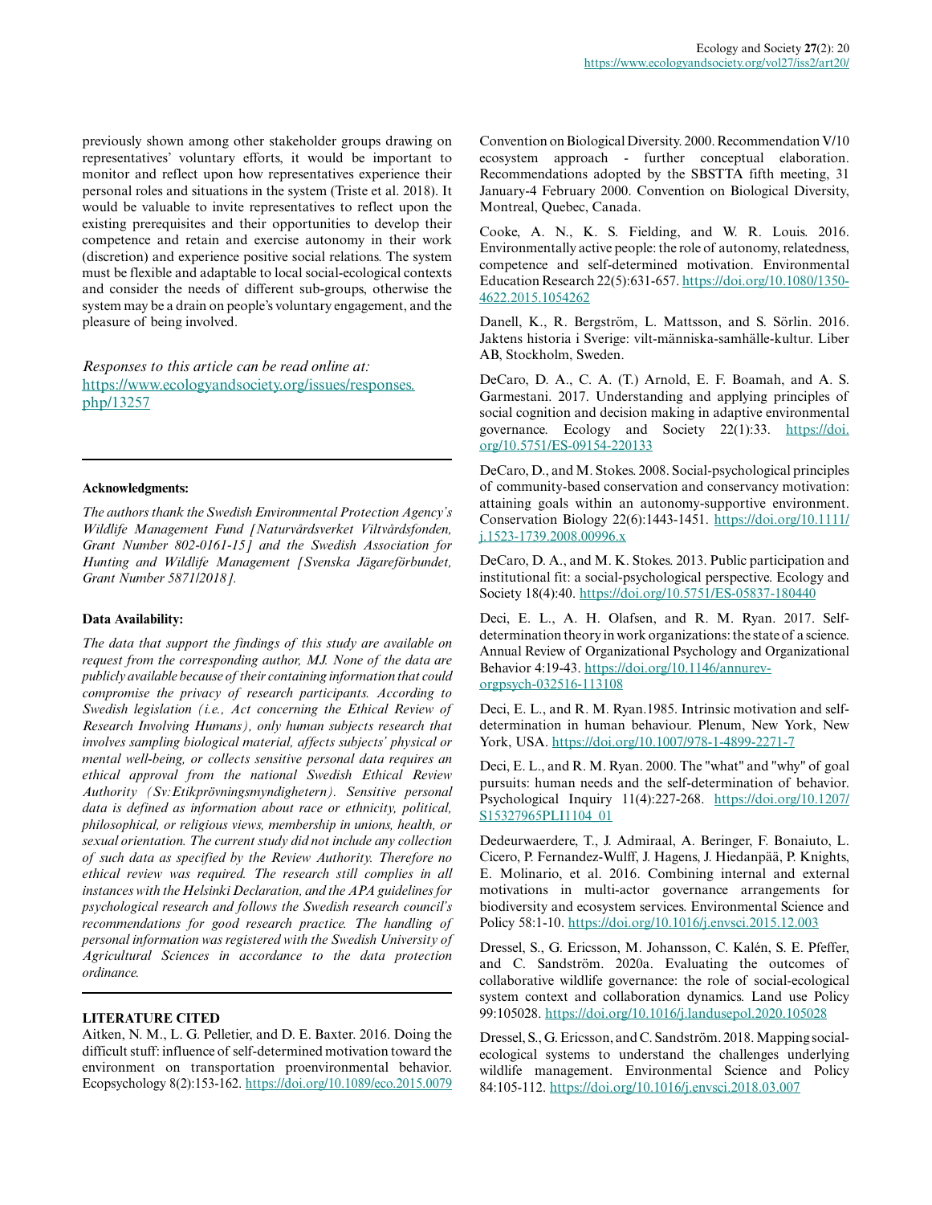previously shown among other stakeholder groups drawing on representatives' voluntary efforts, it would be important to monitor and reflect upon how representatives experience their personal roles and situations in the system (Triste et al. 2018). It would be valuable to invite representatives to reflect upon the existing prerequisites and their opportunities to develop their competence and retain and exercise autonomy in their work (discretion) and experience positive social relations. The system must be flexible and adaptable to local social-ecological contexts and consider the needs of different sub-groups, otherwise the system may be a drain on people's voluntary engagement, and the pleasure of being involved.

*Responses to this article can be read online at:*
https://www.ecologyandsociety.org/issues/responses.php/13257

---

**Acknowledgments:**

*The authors thank the Swedish Environmental Protection Agency's Wildlife Management Fund [Naturvårdsverket Viltvårdsfonden, Grant Number 802-0161-15] and the Swedish Association for Hunting and Wildlife Management [Svenska Jägareförbundet, Grant Number 5871/2018].*

**Data Availability:**

*The data that support the findings of this study are available on request from the corresponding author, MJ. None of the data are publicly available because of their containing information that could compromise the privacy of research participants. According to Swedish legislation (i.e., Act concerning the Ethical Review of Research Involving Humans), only human subjects research that involves sampling biological material, affects subjects' physical or mental well-being, or collects sensitive personal data requires an ethical approval from the national Swedish Ethical Review Authority (Sv:Etikprövningsmyndighetern). Sensitive personal data is defined as information about race or ethnicity, political, philosophical, or religious views, membership in unions, health, or sexual orientation. The current study did not include any collection of such data as specified by the Review Authority. Therefore no ethical review was required. The research still complies in all instances with the Helsinki Declaration, and the APA guidelines for psychological research and follows the Swedish research council's recommendations for good research practice. The handling of personal information was registered with the Swedish University of Agricultural Sciences in accordance to the data protection ordinance.*

---

## LITERATURE CITED

Aitken, N. M., L. G. Pelletier, and D. E. Baxter. 2016. Doing the difficult stuff: influence of self-determined motivation toward the environment on transportation proenvironmental behavior. Ecopsychology 8(2):153-162. https://doi.org/10.1089/eco.2015.0079

Convention on Biological Diversity. 2000. Recommendation V/10 ecosystem approach - further conceptual elaboration. Recommendations adopted by the SBSTTA fifth meeting, 31 January-4 February 2000. Convention on Biological Diversity, Montreal, Quebec, Canada.

Cooke, A. N., K. S. Fielding, and W. R. Louis. 2016. Environmentally active people: the role of autonomy, relatedness, competence and self-determined motivation. Environmental Education Research 22(5):631-657. https://doi.org/10.1080/13504622.2015.1054262

Danell, K., R. Bergström, L. Mattsson, and S. Sörlin. 2016. Jaktens historia i Sverige: vilt-människa-samhälle-kultur. Liber AB, Stockholm, Sweden.

DeCaro, D. A., C. A. (T.) Arnold, E. F. Boamah, and A. S. Garmestani. 2017. Understanding and applying principles of social cognition and decision making in adaptive environmental governance. Ecology and Society 22(1):33. https://doi.org/10.5751/ES-09154-220133

DeCaro, D., and M. Stokes. 2008. Social-psychological principles of community-based conservation and conservancy motivation: attaining goals within an autonomy-supportive environment. Conservation Biology 22(6):1443-1451. https://doi.org/10.1111/j.1523-1739.2008.00996.x

DeCaro, D. A., and M. K. Stokes. 2013. Public participation and institutional fit: a social-psychological perspective. Ecology and Society 18(4):40. https://doi.org/10.5751/ES-05837-180440

Deci, E. L., A. H. Olafsen, and R. M. Ryan. 2017. Self-determination theory in work organizations: the state of a science. Annual Review of Organizational Psychology and Organizational Behavior 4:19-43. https://doi.org/10.1146/annurev-orgpsych-032516-113108

Deci, E. L., and R. M. Ryan.1985. Intrinsic motivation and self-determination in human behaviour. Plenum, New York, New York, USA. https://doi.org/10.1007/978-1-4899-2271-7

Deci, E. L., and R. M. Ryan. 2000. The "what" and "why" of goal pursuits: human needs and the self-determination of behavior. Psychological Inquiry 11(4):227-268. https://doi.org/10.1207/S15327965PLI1104_01

Dedeurwaerdere, T., J. Admiraal, A. Beringer, F. Bonaiuto, L. Cicero, P. Fernandez-Wulff, J. Hagens, J. Hiedanpää, P. Knights, E. Molinario, et al. 2016. Combining internal and external motivations in multi-actor governance arrangements for biodiversity and ecosystem services. Environmental Science and Policy 58:1-10. https://doi.org/10.1016/j.envsci.2015.12.003

Dressel, S., G. Ericsson, M. Johansson, C. Kalén, S. E. Pfeffer, and C. Sandström. 2020a. Evaluating the outcomes of collaborative wildlife governance: the role of social-ecological system context and collaboration dynamics. Land use Policy 99:105028. https://doi.org/10.1016/j.landusepol.2020.105028

Dressel, S., G. Ericsson, and C. Sandström. 2018. Mapping social-ecological systems to understand the challenges underlying wildlife management. Environmental Science and Policy 84:105-112. https://doi.org/10.1016/j.envsci.2018.03.007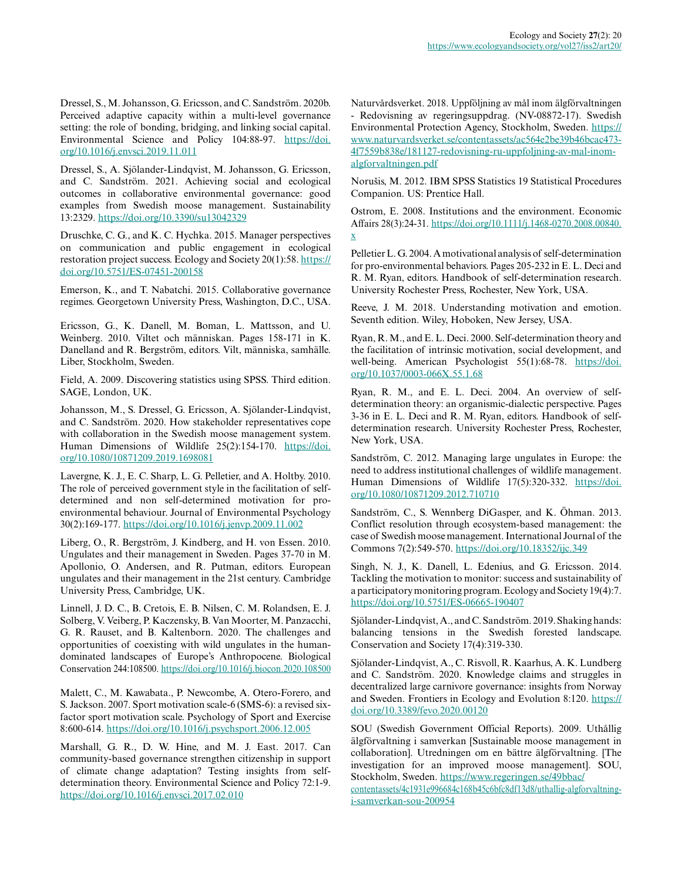Dressel, S., M. Johansson, G. Ericsson, and C. Sandström. 2020b. Perceived adaptive capacity within a multi-level governance setting: the role of bonding, bridging, and linking social capital. Environmental Science and Policy 104:88-97. https://doi.org/10.1016/j.envsci.2019.11.011

Dressel, S., A. Sjölander-Lindqvist, M. Johansson, G. Ericsson, and C. Sandström. 2021. Achieving social and ecological outcomes in collaborative environmental governance: good examples from Swedish moose management. Sustainability 13:2329. https://doi.org/10.3390/su13042329

Druschke, C. G., and K. C. Hychka. 2015. Manager perspectives on communication and public engagement in ecological restoration project success. Ecology and Society 20(1):58. https://doi.org/10.5751/ES-07451-200158

Emerson, K., and T. Nabatchi. 2015. Collaborative governance regimes. Georgetown University Press, Washington, D.C., USA.

Ericsson, G., K. Danell, M. Boman, L. Mattsson, and U. Weinberg. 2010. Viltet och människan. Pages 158-171 in K. Danelland and R. Bergström, editors. Vilt, människa, samhälle. Liber, Stockholm, Sweden.

Field, A. 2009. Discovering statistics using SPSS. Third edition. SAGE, London, UK.

Johansson, M., S. Dressel, G. Ericsson, A. Sjölander-Lindqvist, and C. Sandström. 2020. How stakeholder representatives cope with collaboration in the Swedish moose management system. Human Dimensions of Wildlife 25(2):154-170. https://doi.org/10.1080/10871209.2019.1698081

Lavergne, K. J., E. C. Sharp, L. G. Pelletier, and A. Holtby. 2010. The role of perceived government style in the facilitation of self-determined and non self-determined motivation for pro-environmental behaviour. Journal of Environmental Psychology 30(2):169-177. https://doi.org/10.1016/j.jenvp.2009.11.002

Liberg, O., R. Bergström, J. Kindberg, and H. von Essen. 2010. Ungulates and their management in Sweden. Pages 37-70 in M. Apollonio, O. Andersen, and R. Putman, editors. European ungulates and their management in the 21st century. Cambridge University Press, Cambridge, UK.

Linnell, J. D. C., B. Cretois, E. B. Nilsen, C. M. Rolandsen, E. J. Solberg, V. Veiberg, P. Kaczensky, B. Van Moorter, M. Panzacchi, G. R. Rauset, and B. Kaltenborn. 2020. The challenges and opportunities of coexisting with wild ungulates in the human-dominated landscapes of Europe's Anthropocene. Biological Conservation 244:108500. https://doi.org/10.1016/j.biocon.2020.108500

Malett, C., M. Kawabata., P. Newcombe, A. Otero-Forero, and S. Jackson. 2007. Sport motivation scale-6 (SMS-6): a revised six-factor sport motivation scale. Psychology of Sport and Exercise 8:600-614. https://doi.org/10.1016/j.psychsport.2006.12.005

Marshall, G. R., D. W. Hine, and M. J. East. 2017. Can community-based governance strengthen citizenship in support of climate change adaptation? Testing insights from self-determination theory. Environmental Science and Policy 72:1-9. https://doi.org/10.1016/j.envsci.2017.02.010

Naturvårdsverket. 2018. Uppföljning av mål inom älgförvaltningen - Redovisning av regeringsuppdrag. (NV-08872-17). Swedish Environmental Protection Agency, Stockholm, Sweden. https://www.naturvardsverket.se/contentassets/ac564e2be39b46bcac473-4f7559b838e/181127-redovisning-ru-uppfoljning-av-mal-inom-algforvaltningen.pdf

Norušis, M. 2012. IBM SPSS Statistics 19 Statistical Procedures Companion. US: Prentice Hall.

Ostrom, E. 2008. Institutions and the environment. Economic Affairs 28(3):24-31. https://doi.org/10.1111/j.1468-0270.2008.00840.x

Pelletier L. G. 2004. A motivational analysis of self-determination for pro-environmental behaviors. Pages 205-232 in E. L. Deci and R. M. Ryan, editors. Handbook of self-determination research. University Rochester Press, Rochester, New York, USA.

Reeve, J. M. 2018. Understanding motivation and emotion. Seventh edition. Wiley, Hoboken, New Jersey, USA.

Ryan, R. M., and E. L. Deci. 2000. Self-determination theory and the facilitation of intrinsic motivation, social development, and well-being. American Psychologist 55(1):68-78. https://doi.org/10.1037/0003-066X.55.1.68

Ryan, R. M., and E. L. Deci. 2004. An overview of self-determination theory: an organismic-dialectic perspective. Pages 3-36 in E. L. Deci and R. M. Ryan, editors. Handbook of self-determination research. University Rochester Press, Rochester, New York, USA.

Sandström, C. 2012. Managing large ungulates in Europe: the need to address institutional challenges of wildlife management. Human Dimensions of Wildlife 17(5):320-332. https://doi.org/10.1080/10871209.2012.710710

Sandström, C., S. Wennberg DiGasper, and K. Öhman. 2013. Conflict resolution through ecosystem-based management: the case of Swedish moose management. International Journal of the Commons 7(2):549-570. https://doi.org/10.18352/ijc.349

Singh, N. J., K. Danell, L. Edenius, and G. Ericsson. 2014. Tackling the motivation to monitor: success and sustainability of a participatory monitoring program. Ecology and Society 19(4):7. https://doi.org/10.5751/ES-06665-190407

Sjölander-Lindqvist, A., and C. Sandström. 2019. Shaking hands: balancing tensions in the Swedish forested landscape. Conservation and Society 17(4):319-330.

Sjölander-Lindqvist, A., C. Risvoll, R. Kaarhus, A. K. Lundberg and C. Sandström. 2020. Knowledge claims and struggles in decentralized large carnivore governance: insights from Norway and Sweden. Frontiers in Ecology and Evolution 8:120. https://doi.org/10.3389/fevo.2020.00120

SOU (Swedish Government Official Reports). 2009. Uthållig älgförvaltning i samverkan [Sustainable moose management in collaboration]. Utredningen om en bättre älgförvaltning. [The investigation for an improved moose management]. SOU, Stockholm, Sweden. https://www.regeringen.se/49bbac/contentassets/4c1931e996684c168b45c6bfc8df13d8/uthallig-algforvaltning-i-samverkan-sou-200954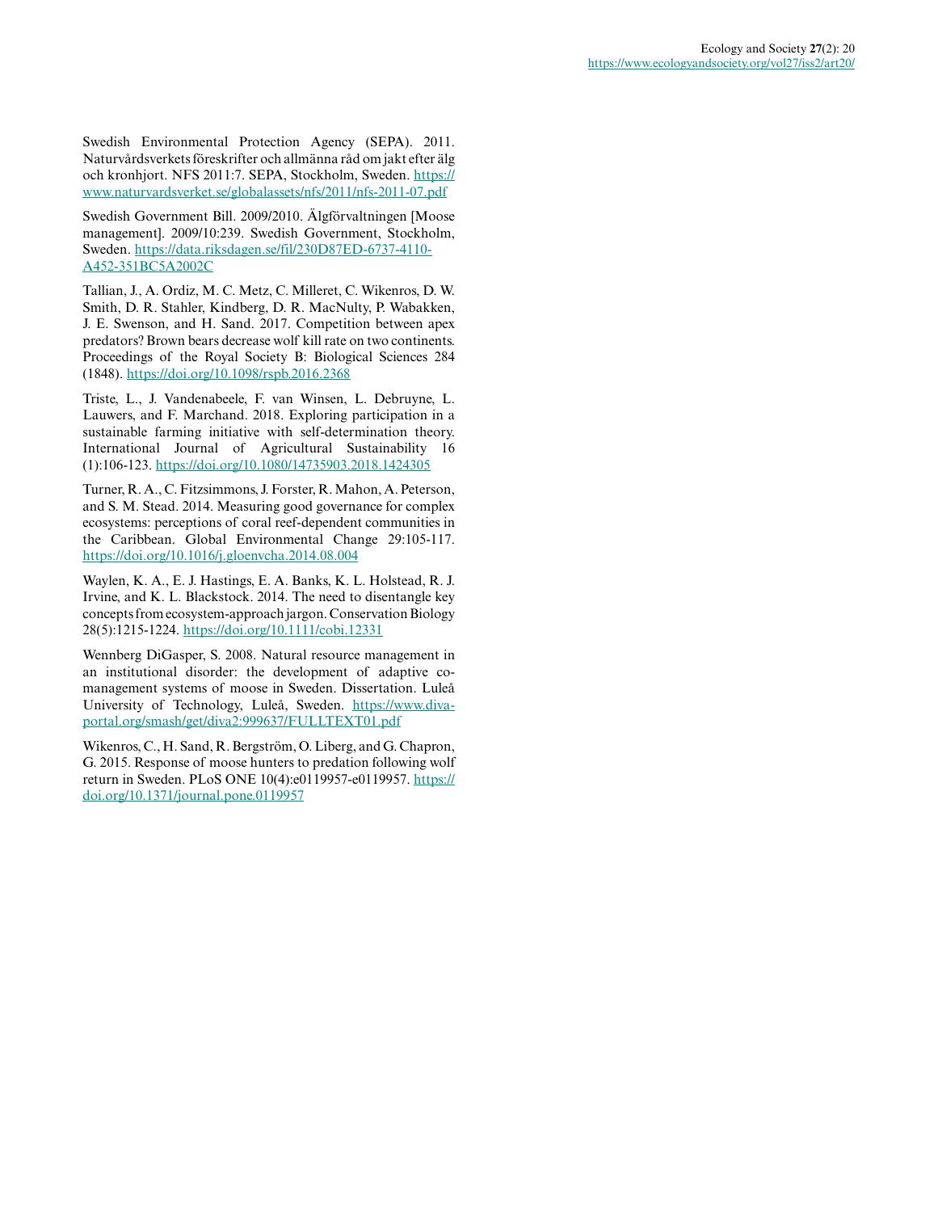Swedish Environmental Protection Agency (SEPA). 2011. Naturvårdsverkets föreskrifter och allmänna råd om jakt efter älg och kronhjort. NFS 2011:7. SEPA, Stockholm, Sweden. https://www.naturvardsverket.se/globalassets/nfs/2011/nfs-2011-07.pdf

Swedish Government Bill. 2009/2010. Älgförvaltningen [Moose management]. 2009/10:239. Swedish Government, Stockholm, Sweden. https://data.riksdagen.se/fil/230D87ED-6737-4110-A452-351BC5A2002C

Tallian, J., A. Ordiz, M. C. Metz, C. Milleret, C. Wikenros, D. W. Smith, D. R. Stahler, Kindberg, D. R. MacNulty, P. Wabakken, J. E. Swenson, and H. Sand. 2017. Competition between apex predators? Brown bears decrease wolf kill rate on two continents. Proceedings of the Royal Society B: Biological Sciences 284 (1848). https://doi.org/10.1098/rspb.2016.2368

Triste, L., J. Vandenabeele, F. van Winsen, L. Debruyne, L. Lauwers, and F. Marchand. 2018. Exploring participation in a sustainable farming initiative with self-determination theory. International Journal of Agricultural Sustainability 16 (1):106-123. https://doi.org/10.1080/14735903.2018.1424305

Turner, R. A., C. Fitzsimmons, J. Forster, R. Mahon, A. Peterson, and S. M. Stead. 2014. Measuring good governance for complex ecosystems: perceptions of coral reef-dependent communities in the Caribbean. Global Environmental Change 29:105-117. https://doi.org/10.1016/j.gloenvcha.2014.08.004

Waylen, K. A., E. J. Hastings, E. A. Banks, K. L. Holstead, R. J. Irvine, and K. L. Blackstock. 2014. The need to disentangle key concepts from ecosystem-approach jargon. Conservation Biology 28(5):1215-1224. https://doi.org/10.1111/cobi.12331

Wennberg DiGasper, S. 2008. Natural resource management in an institutional disorder: the development of adaptive co-management systems of moose in Sweden. Dissertation. Luleå University of Technology, Luleå, Sweden. https://www.diva-portal.org/smash/get/diva2:999637/FULLTEXT01.pdf

Wikenros, C., H. Sand, R. Bergström, O. Liberg, and G. Chapron, G. 2015. Response of moose hunters to predation following wolf return in Sweden. PLoS ONE 10(4):e0119957-e0119957. https://doi.org/10.1371/journal.pone.0119957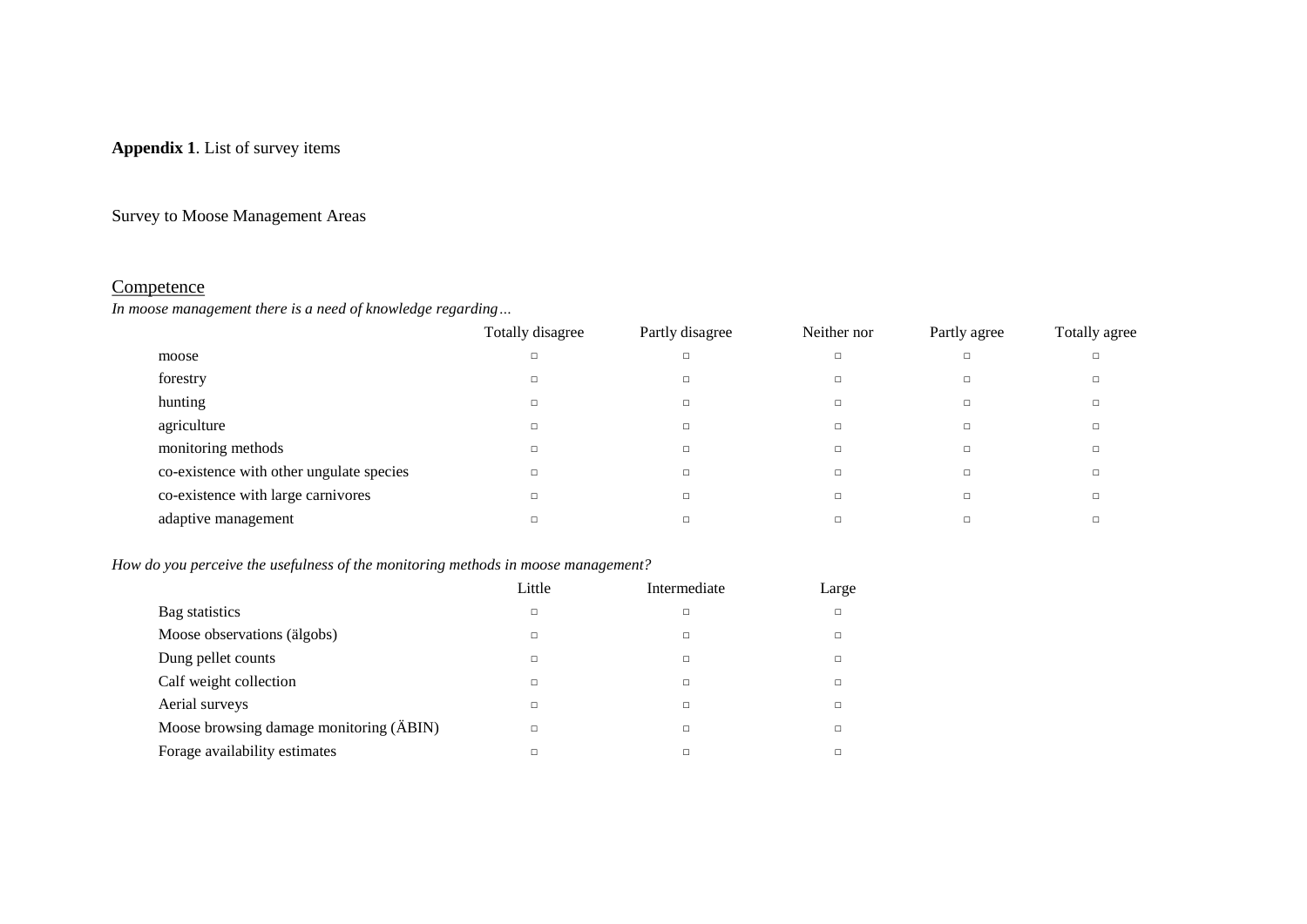**Appendix 1**. List of survey items

Survey to Moose Management Areas

Competence

*In moose management there is a need of knowledge regarding…*

| | Totally disagree | Partly disagree | Neither nor | Partly agree | Totally agree |
|---|---|---|---|---|---|
| moose | □ | □ | □ | □ | □ |
| forestry | □ | □ | □ | □ | □ |
| hunting | □ | □ | □ | □ | □ |
| agriculture | □ | □ | □ | □ | □ |
| monitoring methods | □ | □ | □ | □ | □ |
| co-existence with other ungulate species | □ | □ | □ | □ | □ |
| co-existence with large carnivores | □ | □ | □ | □ | □ |
| adaptive management | □ | □ | □ | □ | □ |

*How do you perceive the usefulness of the monitoring methods in moose management?*

| | Little | Intermediate | Large |
|---|---|---|---|
| Bag statistics | □ | □ | □ |
| Moose observations (älgobs) | □ | □ | □ |
| Dung pellet counts | □ | □ | □ |
| Calf weight collection | □ | □ | □ |
| Aerial surveys | □ | □ | □ |
| Moose browsing damage monitoring (ÄBIN) | □ | □ | □ |
| Forage availability estimates | □ | □ | □ |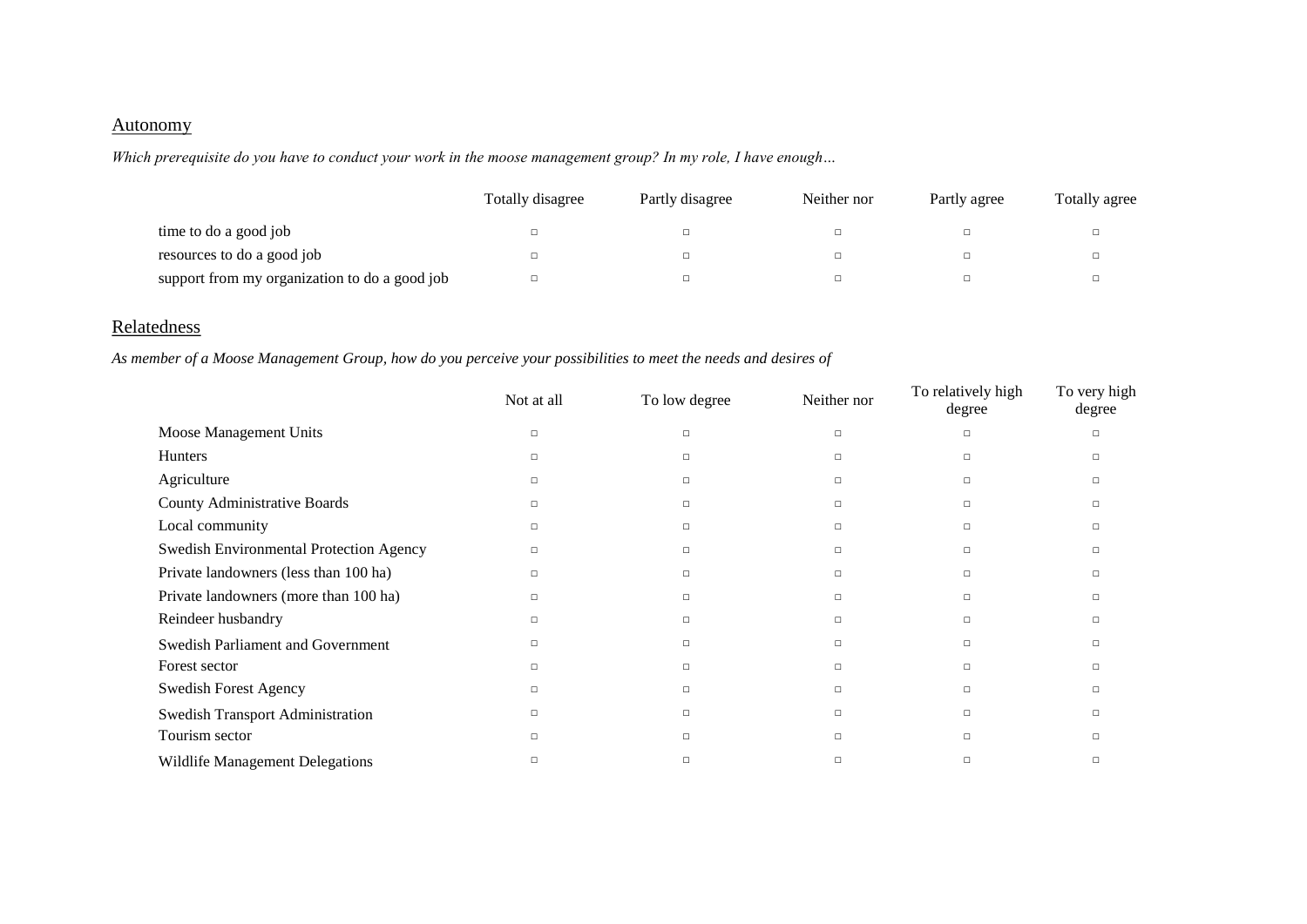## Autonomy

*Which prerequisite do you have to conduct your work in the moose management group? In my role, I have enough…*

| | Totally disagree | Partly disagree | Neither nor | Partly agree | Totally agree |
|---|---|---|---|---|---|
| time to do a good job | □ | □ | □ | □ | □ |
| resources to do a good job | □ | □ | □ | □ | □ |
| support from my organization to do a good job | □ | □ | □ | □ | □ |

## Relatedness

*As member of a Moose Management Group, how do you perceive your possibilities to meet the needs and desires of*

| | Not at all | To low degree | Neither nor | To relatively high degree | To very high degree |
|---|---|---|---|---|---|
| Moose Management Units | □ | □ | □ | □ | □ |
| Hunters | □ | □ | □ | □ | □ |
| Agriculture | □ | □ | □ | □ | □ |
| County Administrative Boards | □ | □ | □ | □ | □ |
| Local community | □ | □ | □ | □ | □ |
| Swedish Environmental Protection Agency | □ | □ | □ | □ | □ |
| Private landowners (less than 100 ha) | □ | □ | □ | □ | □ |
| Private landowners (more than 100 ha) | □ | □ | □ | □ | □ |
| Reindeer husbandry | □ | □ | □ | □ | □ |
| Swedish Parliament and Government | □ | □ | □ | □ | □ |
| Forest sector | □ | □ | □ | □ | □ |
| Swedish Forest Agency | □ | □ | □ | □ | □ |
| Swedish Transport Administration | □ | □ | □ | □ | □ |
| Tourism sector | □ | □ | □ | □ | □ |
| Wildlife Management Delegations | □ | □ | □ | □ | □ |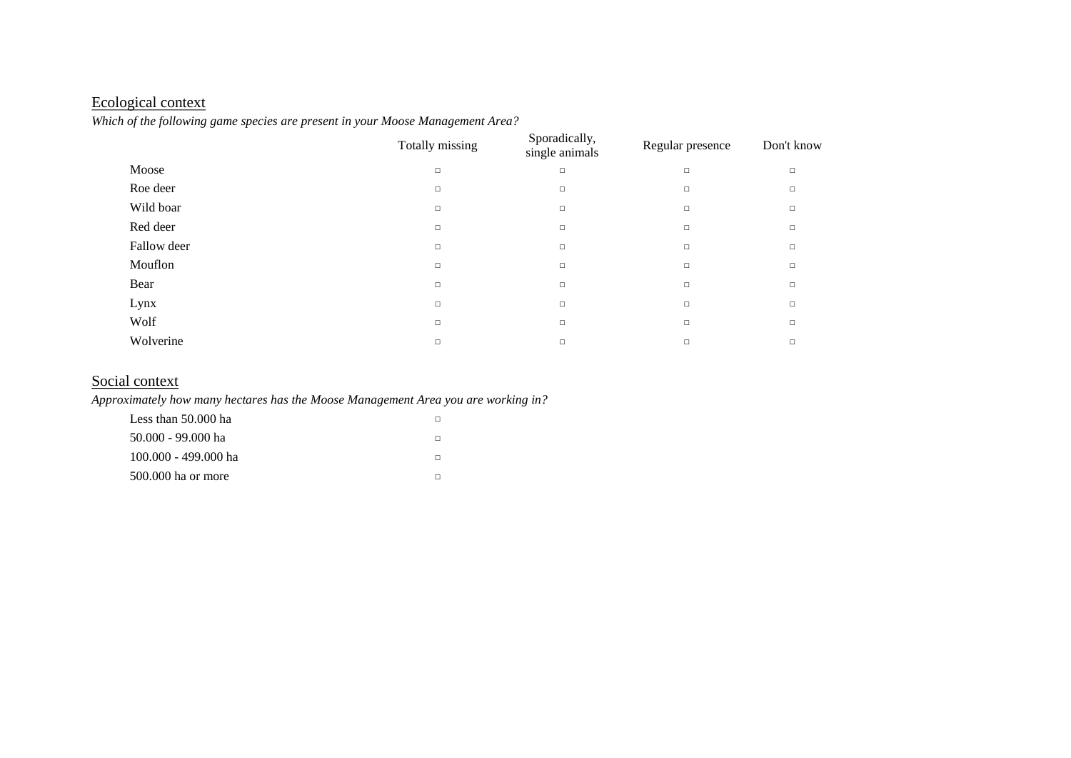## Ecological context

*Which of the following game species are present in your Moose Management Area?*

| | Totally missing | Sporadically, single animals | Regular presence | Don't know |
|---|---|---|---|---|
| Moose | □ | □ | □ | □ |
| Roe deer | □ | □ | □ | □ |
| Wild boar | □ | □ | □ | □ |
| Red deer | □ | □ | □ | □ |
| Fallow deer | □ | □ | □ | □ |
| Mouflon | □ | □ | □ | □ |
| Bear | □ | □ | □ | □ |
| Lynx | □ | □ | □ | □ |
| Wolf | □ | □ | □ | □ |
| Wolverine | □ | □ | □ | □ |

## Social context

*Approximately how many hectares has the Moose Management Area you are working in?*

| | |
|---|---|
| Less than 50.000 ha | □ |
| 50.000 - 99.000 ha | □ |
| 100.000 - 499.000 ha | □ |
| 500.000 ha or more | □ |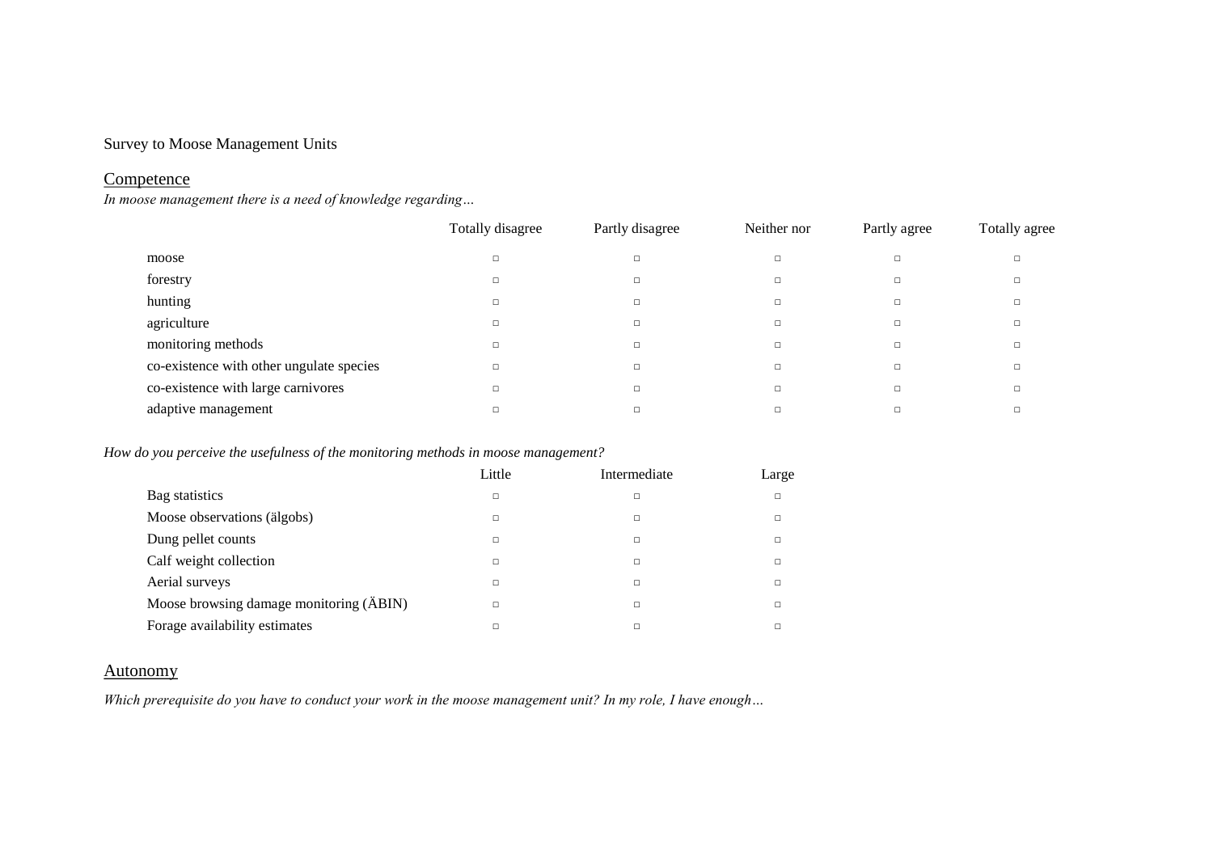Survey to Moose Management Units

## Competence

*In moose management there is a need of knowledge regarding…*

| | Totally disagree | Partly disagree | Neither nor | Partly agree | Totally agree |
|---|---|---|---|---|---|
| moose | □ | □ | □ | □ | □ |
| forestry | □ | □ | □ | □ | □ |
| hunting | □ | □ | □ | □ | □ |
| agriculture | □ | □ | □ | □ | □ |
| monitoring methods | □ | □ | □ | □ | □ |
| co-existence with other ungulate species | □ | □ | □ | □ | □ |
| co-existence with large carnivores | □ | □ | □ | □ | □ |
| adaptive management | □ | □ | □ | □ | □ |

*How do you perceive the usefulness of the monitoring methods in moose management?*

| | Little | Intermediate | Large |
|---|---|---|---|
| Bag statistics | □ | □ | □ |
| Moose observations (älgobs) | □ | □ | □ |
| Dung pellet counts | □ | □ | □ |
| Calf weight collection | □ | □ | □ |
| Aerial surveys | □ | □ | □ |
| Moose browsing damage monitoring (ÄBIN) | □ | □ | □ |
| Forage availability estimates | □ | □ | □ |

## Autonomy

*Which prerequisite do you have to conduct your work in the moose management unit? In my role, I have enough…*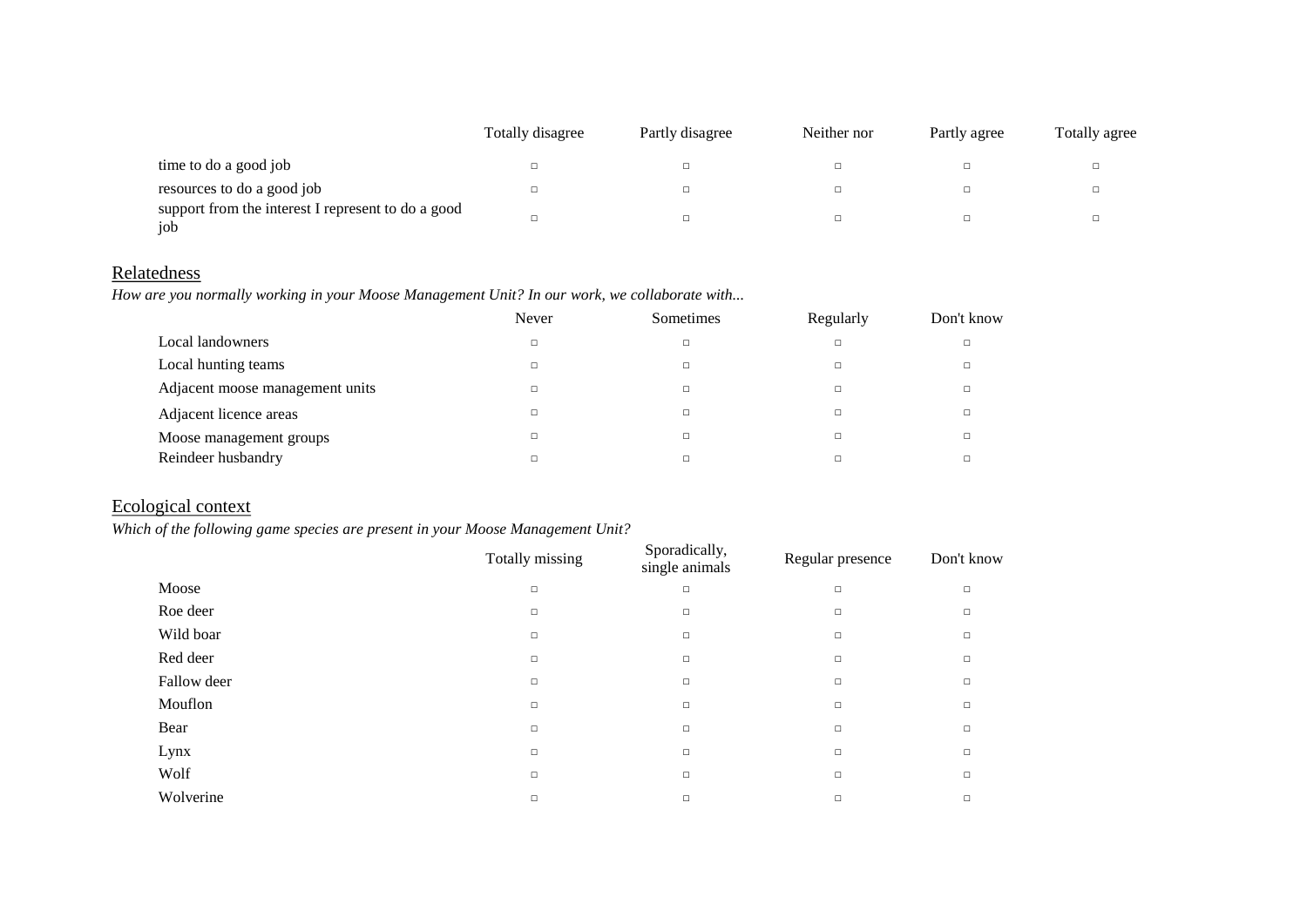| | Totally disagree | Partly disagree | Neither nor | Partly agree | Totally agree |
|---|---|---|---|---|---|
| time to do a good job | □ | □ | □ | □ | □ |
| resources to do a good job | □ | □ | □ | □ | □ |
| support from the interest I represent to do a good job | □ | □ | □ | □ | □ |

## Relatedness

*How are you normally working in your Moose Management Unit? In our work, we collaborate with...*

| | Never | Sometimes | Regularly | Don't know |
|---|---|---|---|---|
| Local landowners | □ | □ | □ | □ |
| Local hunting teams | □ | □ | □ | □ |
| Adjacent moose management units | □ | □ | □ | □ |
| Adjacent licence areas | □ | □ | □ | □ |
| Moose management groups | □ | □ | □ | □ |
| Reindeer husbandry | □ | □ | □ | □ |

## Ecological context

*Which of the following game species are present in your Moose Management Unit?*

| | Totally missing | Sporadically, single animals | Regular presence | Don't know |
|---|---|---|---|---|
| Moose | □ | □ | □ | □ |
| Roe deer | □ | □ | □ | □ |
| Wild boar | □ | □ | □ | □ |
| Red deer | □ | □ | □ | □ |
| Fallow deer | □ | □ | □ | □ |
| Mouflon | □ | □ | □ | □ |
| Bear | □ | □ | □ | □ |
| Lynx | □ | □ | □ | □ |
| Wolf | □ | □ | □ | □ |
| Wolverine | □ | □ | □ | □ |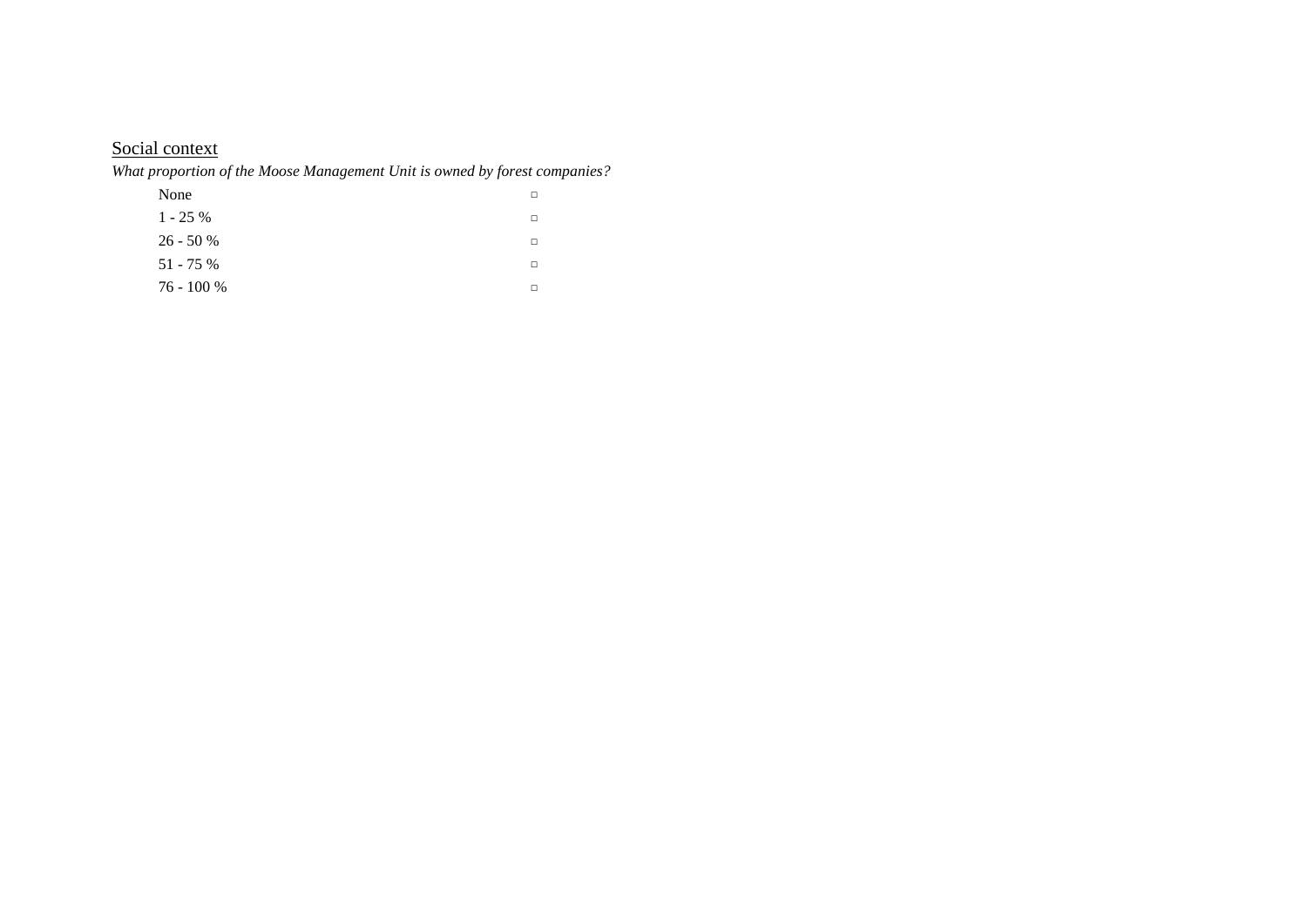<u>Social context</u>

*What proportion of the Moose Management Unit is owned by forest companies?*

| | |
|---|---|
| None | □ |
| 1 - 25 % | □ |
| 26 - 50 % | □ |
| 51 - 75 % | □ |
| 76 - 100 % | □ |